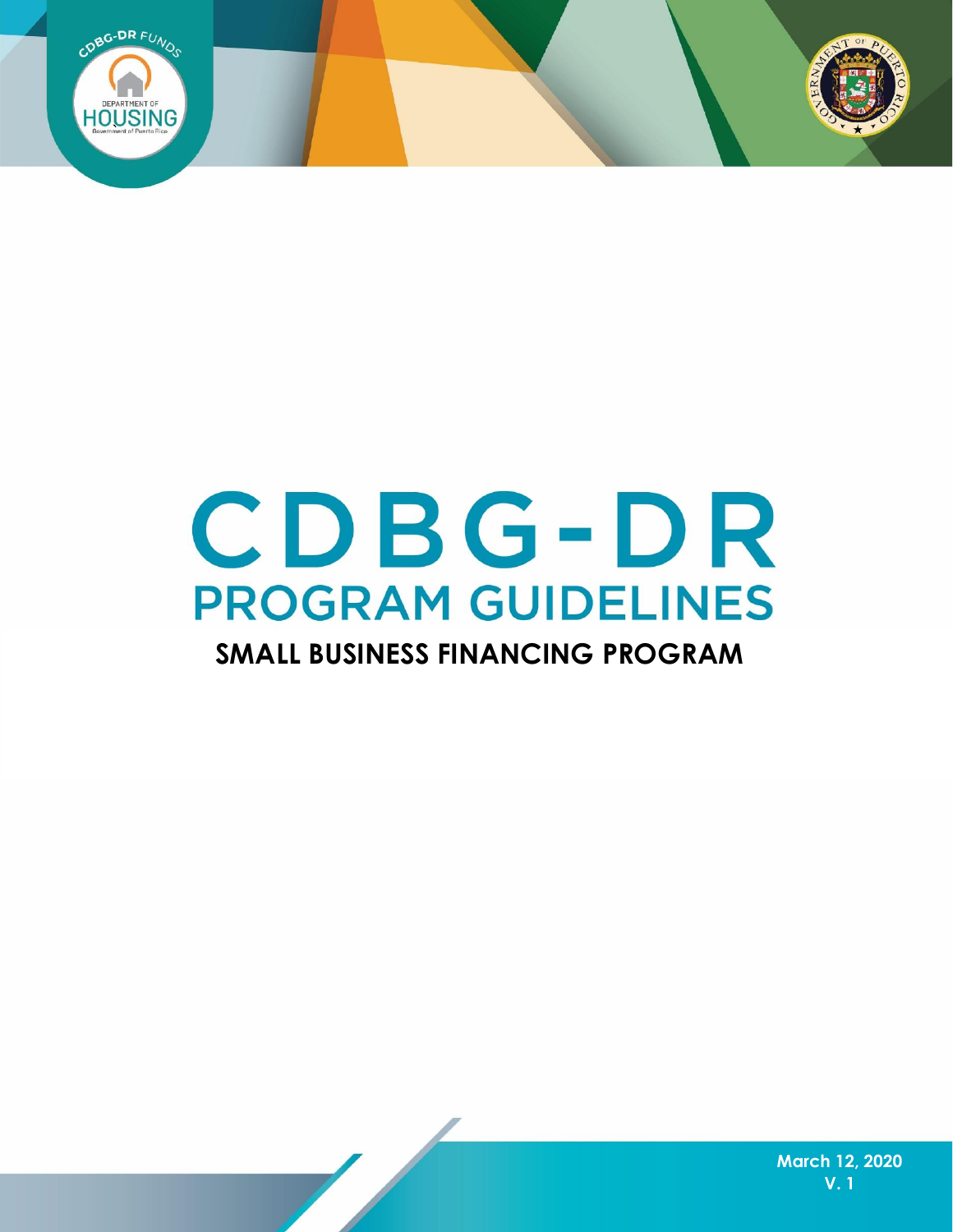# CDBG-DR

## PROGRAM GUIDELINES

### SMALL BUSINESS FINANCING PROGRAM

March 12, 2020

V. 1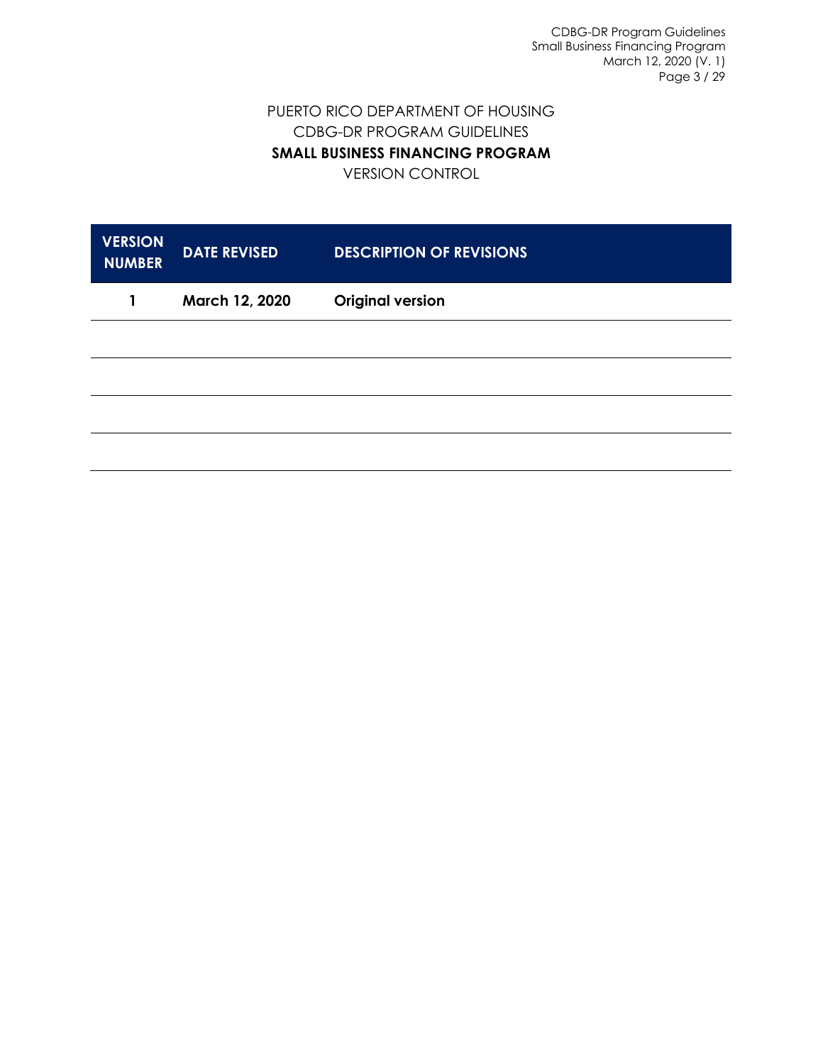PUERTO RICO DEPARTMENT OF HOUSING

CDBG-DR PROGRAM GUIDELINES

**SMALL BUSINESS FINANCING PROGRAM**

VERSION CONTROL

| VERSION NUMBER | DATE REVISED | DESCRIPTION OF REVISIONS |
|---|---|---|
| 1 | March 12, 2020 | Original version |
| | | |
| | | |
| | | |
| | | |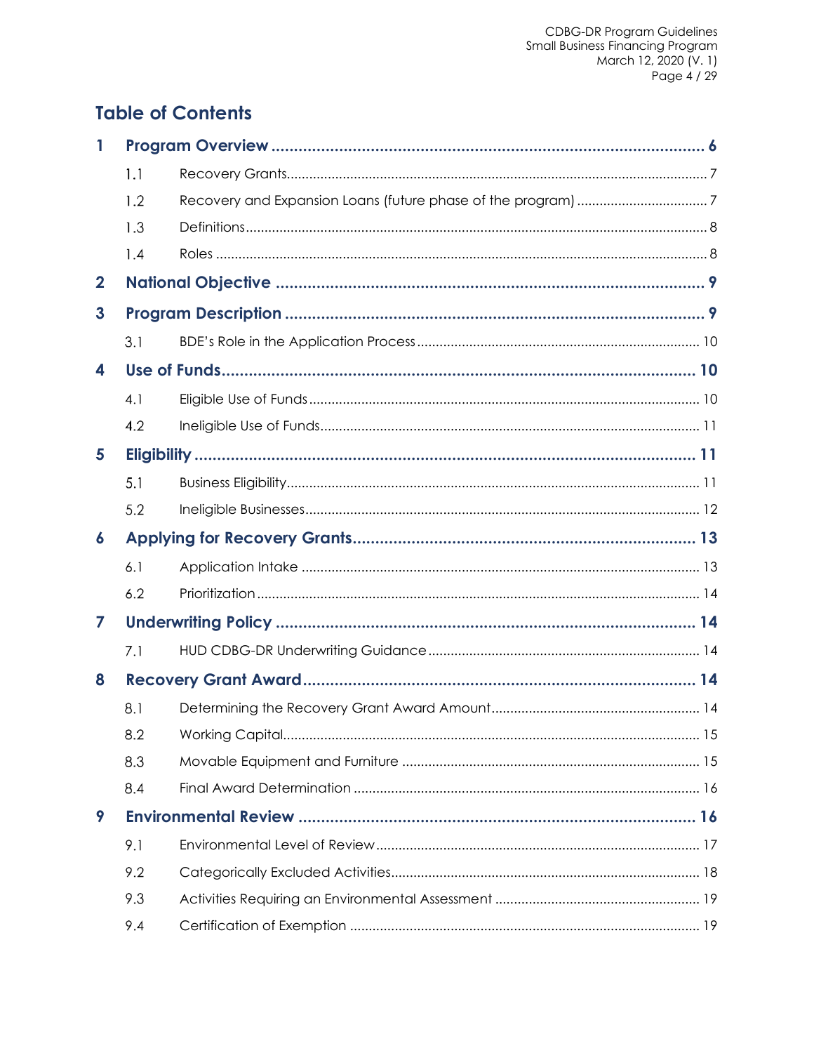# Table of Contents

- **1 Program Overview** ........ 6
  - 1.1 Recovery Grants ........ 7
  - 1.2 Recovery and Expansion Loans (future phase of the program) ........ 7
  - 1.3 Definitions ........ 8
  - 1.4 Roles ........ 8
- **2 National Objective** ........ 9
- **3 Program Description** ........ 9
  - 3.1 BDE's Role in the Application Process ........ 10
- **4 Use of Funds** ........ 10
  - 4.1 Eligible Use of Funds ........ 10
  - 4.2 Ineligible Use of Funds ........ 11
- **5 Eligibility** ........ 11
  - 5.1 Business Eligibility ........ 11
  - 5.2 Ineligible Businesses ........ 12
- **6 Applying for Recovery Grants** ........ 13
  - 6.1 Application Intake ........ 13
  - 6.2 Prioritization ........ 14
- **7 Underwriting Policy** ........ 14
  - 7.1 HUD CDBG-DR Underwriting Guidance ........ 14
- **8 Recovery Grant Award** ........ 14
  - 8.1 Determining the Recovery Grant Award Amount ........ 14
  - 8.2 Working Capital ........ 15
  - 8.3 Movable Equipment and Furniture ........ 15
  - 8.4 Final Award Determination ........ 16
- **9 Environmental Review** ........ 16
  - 9.1 Environmental Level of Review ........ 17
  - 9.2 Categorically Excluded Activities ........ 18
  - 9.3 Activities Requiring an Environmental Assessment ........ 19
  - 9.4 Certification of Exemption ........ 19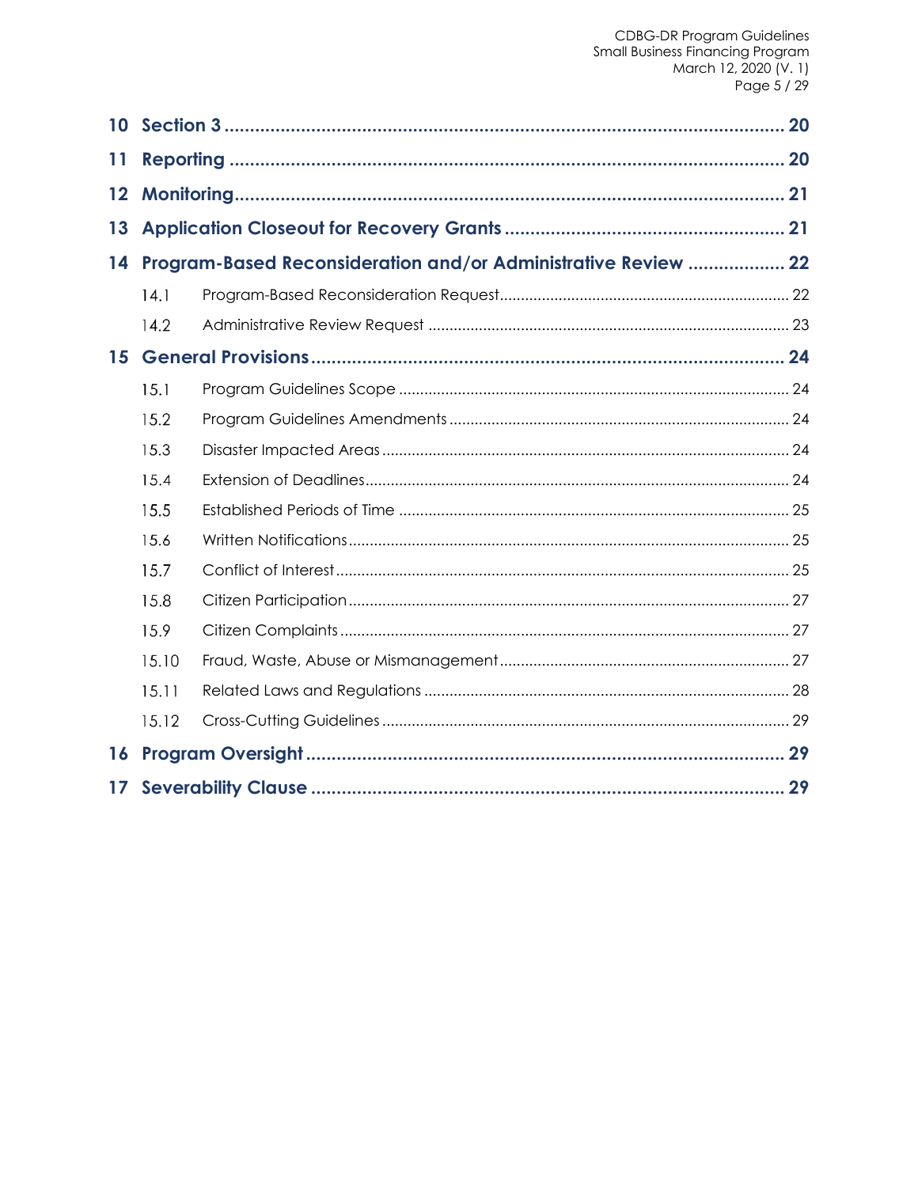| | | |
|---|---|---|
| **10** | **Section 3** | **20** |
| **11** | **Reporting** | **20** |
| **12** | **Monitoring** | **21** |
| **13** | **Application Closeout for Recovery Grants** | **21** |
| **14** | **Program-Based Reconsideration and/or Administrative Review** | **22** |
| 14.1 | Program-Based Reconsideration Request | 22 |
| 14.2 | Administrative Review Request | 23 |
| **15** | **General Provisions** | **24** |
| 15.1 | Program Guidelines Scope | 24 |
| 15.2 | Program Guidelines Amendments | 24 |
| 15.3 | Disaster Impacted Areas | 24 |
| 15.4 | Extension of Deadlines | 24 |
| 15.5 | Established Periods of Time | 25 |
| 15.6 | Written Notifications | 25 |
| 15.7 | Conflict of Interest | 25 |
| 15.8 | Citizen Participation | 27 |
| 15.9 | Citizen Complaints | 27 |
| 15.10 | Fraud, Waste, Abuse or Mismanagement | 27 |
| 15.11 | Related Laws and Regulations | 28 |
| 15.12 | Cross-Cutting Guidelines | 29 |
| **16** | **Program Oversight** | **29** |
| **17** | **Severability Clause** | **29** |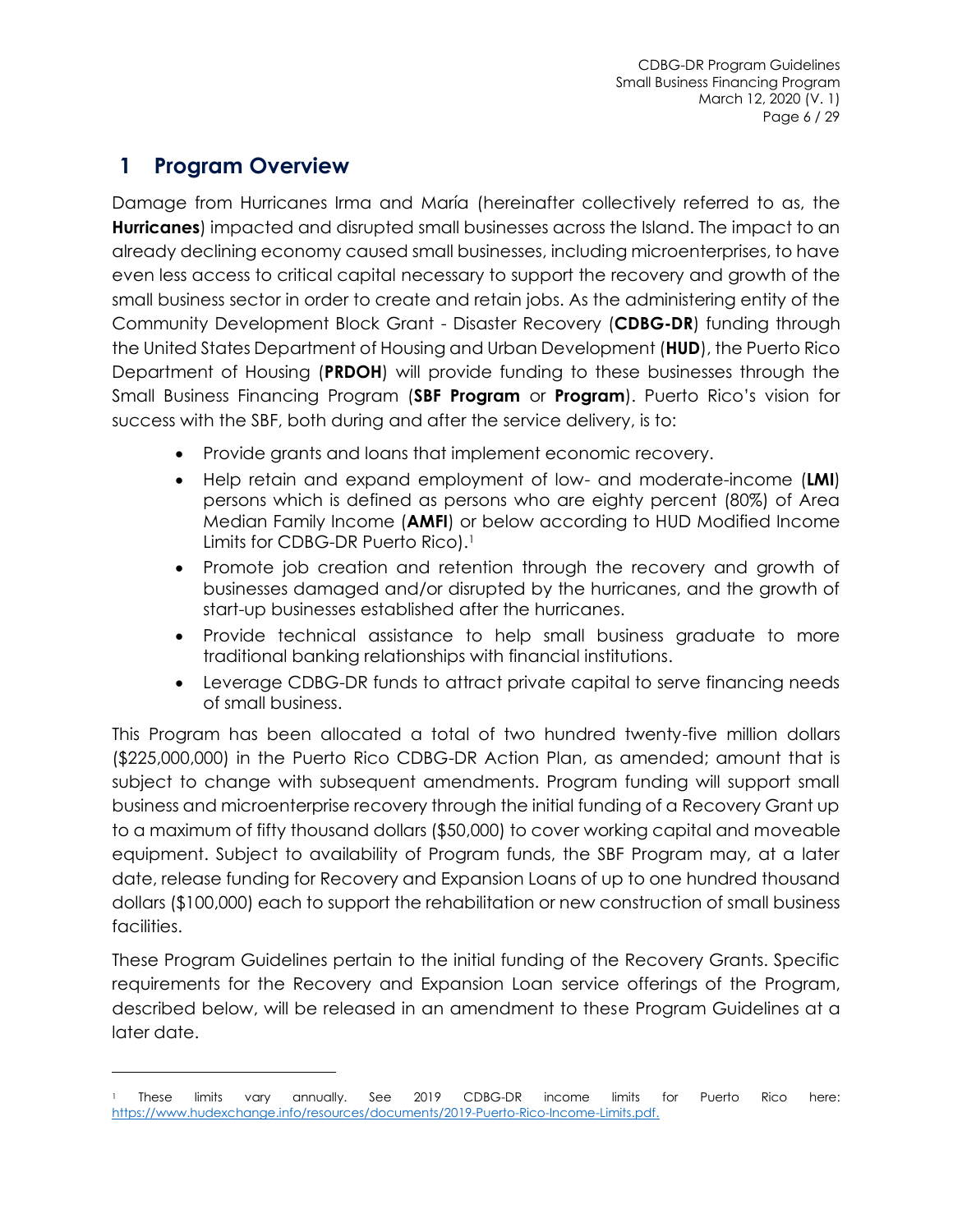# 1 Program Overview

Damage from Hurricanes Irma and María (hereinafter collectively referred to as, the **Hurricanes**) impacted and disrupted small businesses across the Island. The impact to an already declining economy caused small businesses, including microenterprises, to have even less access to critical capital necessary to support the recovery and growth of the small business sector in order to create and retain jobs. As the administering entity of the Community Development Block Grant - Disaster Recovery (**CDBG-DR**) funding through the United States Department of Housing and Urban Development (**HUD**), the Puerto Rico Department of Housing (**PRDOH**) will provide funding to these businesses through the Small Business Financing Program (**SBF Program** or **Program**). Puerto Rico's vision for success with the SBF, both during and after the service delivery, is to:

- Provide grants and loans that implement economic recovery.
- Help retain and expand employment of low- and moderate-income (**LMI**) persons which is defined as persons who are eighty percent (80%) of Area Median Family Income (**AMFI**) or below according to HUD Modified Income Limits for CDBG-DR Puerto Rico).[1]
- Promote job creation and retention through the recovery and growth of businesses damaged and/or disrupted by the hurricanes, and the growth of start-up businesses established after the hurricanes.
- Provide technical assistance to help small business graduate to more traditional banking relationships with financial institutions.
- Leverage CDBG-DR funds to attract private capital to serve financing needs of small business.

This Program has been allocated a total of two hundred twenty-five million dollars ($225,000,000) in the Puerto Rico CDBG-DR Action Plan, as amended; amount that is subject to change with subsequent amendments. Program funding will support small business and microenterprise recovery through the initial funding of a Recovery Grant up to a maximum of fifty thousand dollars ($50,000) to cover working capital and moveable equipment. Subject to availability of Program funds, the SBF Program may, at a later date, release funding for Recovery and Expansion Loans of up to one hundred thousand dollars ($100,000) each to support the rehabilitation or new construction of small business facilities.

These Program Guidelines pertain to the initial funding of the Recovery Grants. Specific requirements for the Recovery and Expansion Loan service offerings of the Program, described below, will be released in an amendment to these Program Guidelines at a later date.

---

[1] These limits vary annually. See 2019 CDBG-DR income limits for Puerto Rico here: https://www.hudexchange.info/resources/documents/2019-Puerto-Rico-Income-Limits.pdf.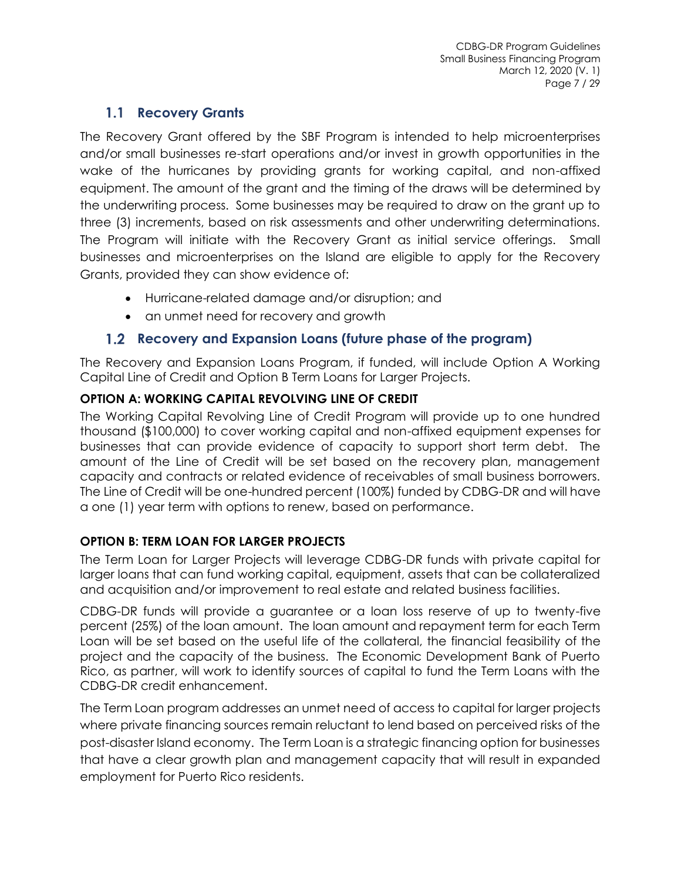## 1.1 Recovery Grants

The Recovery Grant offered by the SBF Program is intended to help microenterprises and/or small businesses re-start operations and/or invest in growth opportunities in the wake of the hurricanes by providing grants for working capital, and non-affixed equipment. The amount of the grant and the timing of the draws will be determined by the underwriting process. Some businesses may be required to draw on the grant up to three (3) increments, based on risk assessments and other underwriting determinations. The Program will initiate with the Recovery Grant as initial service offerings. Small businesses and microenterprises on the Island are eligible to apply for the Recovery Grants, provided they can show evidence of:

- Hurricane-related damage and/or disruption; and
- an unmet need for recovery and growth

## 1.2 Recovery and Expansion Loans (future phase of the program)

The Recovery and Expansion Loans Program, if funded, will include Option A Working Capital Line of Credit and Option B Term Loans for Larger Projects.

**OPTION A: WORKING CAPITAL REVOLVING LINE OF CREDIT**

The Working Capital Revolving Line of Credit Program will provide up to one hundred thousand ($100,000) to cover working capital and non-affixed equipment expenses for businesses that can provide evidence of capacity to support short term debt. The amount of the Line of Credit will be set based on the recovery plan, management capacity and contracts or related evidence of receivables of small business borrowers. The Line of Credit will be one-hundred percent (100%) funded by CDBG-DR and will have a one (1) year term with options to renew, based on performance.

**OPTION B: TERM LOAN FOR LARGER PROJECTS**

The Term Loan for Larger Projects will leverage CDBG-DR funds with private capital for larger loans that can fund working capital, equipment, assets that can be collateralized and acquisition and/or improvement to real estate and related business facilities.

CDBG-DR funds will provide a guarantee or a loan loss reserve of up to twenty-five percent (25%) of the loan amount. The loan amount and repayment term for each Term Loan will be set based on the useful life of the collateral, the financial feasibility of the project and the capacity of the business. The Economic Development Bank of Puerto Rico, as partner, will work to identify sources of capital to fund the Term Loans with the CDBG-DR credit enhancement.

The Term Loan program addresses an unmet need of access to capital for larger projects where private financing sources remain reluctant to lend based on perceived risks of the post-disaster Island economy. The Term Loan is a strategic financing option for businesses that have a clear growth plan and management capacity that will result in expanded employment for Puerto Rico residents.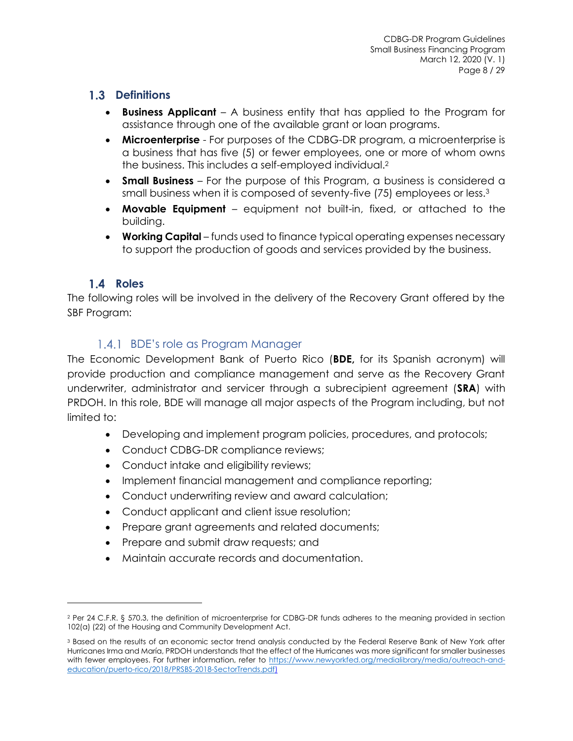## 1.3 Definitions

- **Business Applicant** – A business entity that has applied to the Program for assistance through one of the available grant or loan programs.
- **Microenterprise** - For purposes of the CDBG-DR program, a microenterprise is a business that has five (5) or fewer employees, one or more of whom owns the business. This includes a self-employed individual.[2]
- **Small Business** – For the purpose of this Program, a business is considered a small business when it is composed of seventy-five (75) employees or less.[3]
- **Movable Equipment** – equipment not built-in, fixed, or attached to the building.
- **Working Capital** – funds used to finance typical operating expenses necessary to support the production of goods and services provided by the business.

## 1.4 Roles

The following roles will be involved in the delivery of the Recovery Grant offered by the SBF Program:

### 1.4.1 BDE's role as Program Manager

The Economic Development Bank of Puerto Rico (**BDE,** for its Spanish acronym) will provide production and compliance management and serve as the Recovery Grant underwriter, administrator and servicer through a subrecipient agreement (**SRA**) with PRDOH. In this role, BDE will manage all major aspects of the Program including, but not limited to:

- Developing and implement program policies, procedures, and protocols;
- Conduct CDBG-DR compliance reviews;
- Conduct intake and eligibility reviews;
- Implement financial management and compliance reporting;
- Conduct underwriting review and award calculation;
- Conduct applicant and client issue resolution;
- Prepare grant agreements and related documents;
- Prepare and submit draw requests; and
- Maintain accurate records and documentation.

---

[2] Per 24 C.F.R. § 570.3, the definition of microenterprise for CDBG-DR funds adheres to the meaning provided in section 102(a) (22) of the Housing and Community Development Act.

[3] Based on the results of an economic sector trend analysis conducted by the Federal Reserve Bank of New York after Hurricanes Irma and María, PRDOH understands that the effect of the Hurricanes was more significant for smaller businesses with fewer employees. For further information, refer to https://www.newyorkfed.org/medialibrary/media/outreach-and-education/puerto-rico/2018/PRSBS-2018-SectorTrends.pdf)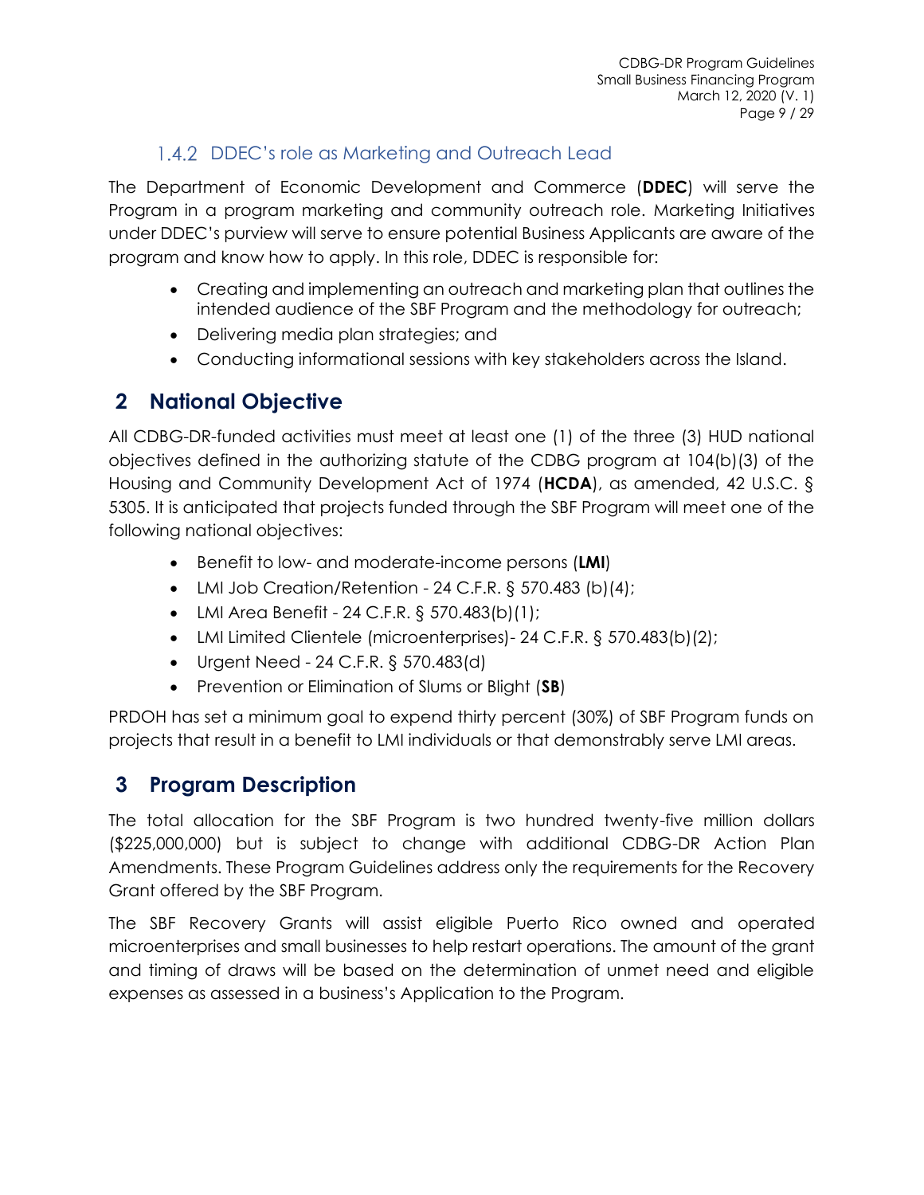### 1.4.2 DDEC's role as Marketing and Outreach Lead

The Department of Economic Development and Commerce (**DDEC**) will serve the Program in a program marketing and community outreach role. Marketing Initiatives under DDEC's purview will serve to ensure potential Business Applicants are aware of the program and know how to apply. In this role, DDEC is responsible for:

- Creating and implementing an outreach and marketing plan that outlines the intended audience of the SBF Program and the methodology for outreach;
- Delivering media plan strategies; and
- Conducting informational sessions with key stakeholders across the Island.

## 2 National Objective

All CDBG-DR-funded activities must meet at least one (1) of the three (3) HUD national objectives defined in the authorizing statute of the CDBG program at 104(b)(3) of the Housing and Community Development Act of 1974 (**HCDA**), as amended, 42 U.S.C. § 5305. It is anticipated that projects funded through the SBF Program will meet one of the following national objectives:

- Benefit to low- and moderate-income persons (**LMI**)
- LMI Job Creation/Retention - 24 C.F.R. § 570.483 (b)(4);
- LMI Area Benefit - 24 C.F.R. § 570.483(b)(1);
- LMI Limited Clientele (microenterprises)- 24 C.F.R. § 570.483(b)(2);
- Urgent Need - 24 C.F.R. § 570.483(d)
- Prevention or Elimination of Slums or Blight (**SB**)

PRDOH has set a minimum goal to expend thirty percent (30%) of SBF Program funds on projects that result in a benefit to LMI individuals or that demonstrably serve LMI areas.

## 3 Program Description

The total allocation for the SBF Program is two hundred twenty-five million dollars ($225,000,000) but is subject to change with additional CDBG-DR Action Plan Amendments. These Program Guidelines address only the requirements for the Recovery Grant offered by the SBF Program.

The SBF Recovery Grants will assist eligible Puerto Rico owned and operated microenterprises and small businesses to help restart operations. The amount of the grant and timing of draws will be based on the determination of unmet need and eligible expenses as assessed in a business's Application to the Program.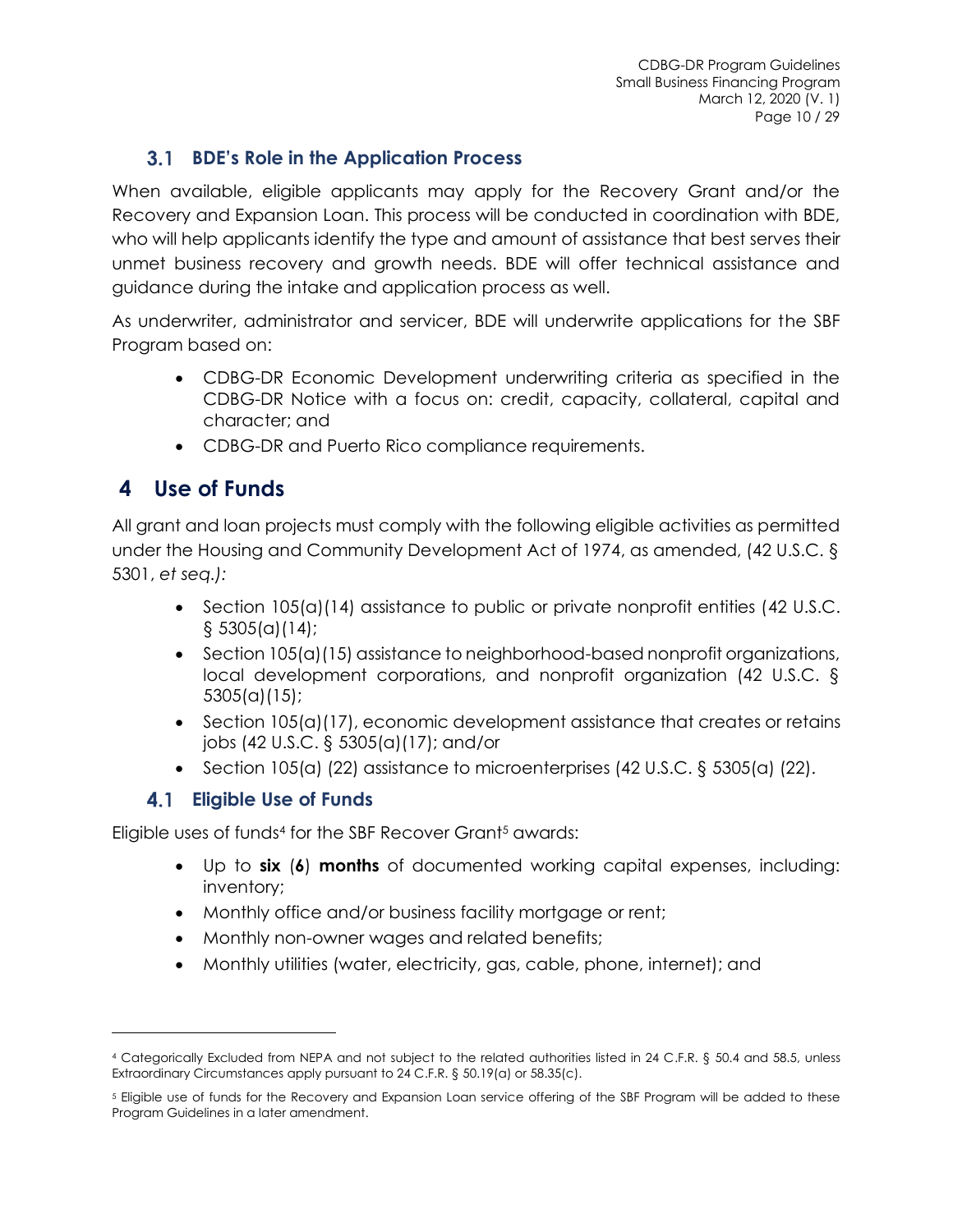## 3.1 BDE's Role in the Application Process

When available, eligible applicants may apply for the Recovery Grant and/or the Recovery and Expansion Loan. This process will be conducted in coordination with BDE, who will help applicants identify the type and amount of assistance that best serves their unmet business recovery and growth needs. BDE will offer technical assistance and guidance during the intake and application process as well.

As underwriter, administrator and servicer, BDE will underwrite applications for the SBF Program based on:

- CDBG-DR Economic Development underwriting criteria as specified in the CDBG-DR Notice with a focus on: credit, capacity, collateral, capital and character; and
- CDBG-DR and Puerto Rico compliance requirements.

# 4 Use of Funds

All grant and loan projects must comply with the following eligible activities as permitted under the Housing and Community Development Act of 1974, as amended, (42 U.S.C. § 5301, *et seq.):*

- Section 105(a)(14) assistance to public or private nonprofit entities (42 U.S.C. § 5305(a)(14);
- Section 105(a)(15) assistance to neighborhood-based nonprofit organizations, local development corporations, and nonprofit organization (42 U.S.C. § 5305(a)(15);
- Section 105(a)(17), economic development assistance that creates or retains jobs (42 U.S.C. § 5305(a)(17); and/or
- Section 105(a) (22) assistance to microenterprises (42 U.S.C. § 5305(a) (22).

## 4.1 Eligible Use of Funds

Eligible uses of funds[4] for the SBF Recover Grant[5] awards:

- Up to **six** (**6**) **months** of documented working capital expenses, including: inventory;
- Monthly office and/or business facility mortgage or rent;
- Monthly non-owner wages and related benefits;
- Monthly utilities (water, electricity, gas, cable, phone, internet); and

---

[4] Categorically Excluded from NEPA and not subject to the related authorities listed in 24 C.F.R. § 50.4 and 58.5, unless Extraordinary Circumstances apply pursuant to 24 C.F.R. § 50.19(a) or 58.35(c).

[5] Eligible use of funds for the Recovery and Expansion Loan service offering of the SBF Program will be added to these Program Guidelines in a later amendment.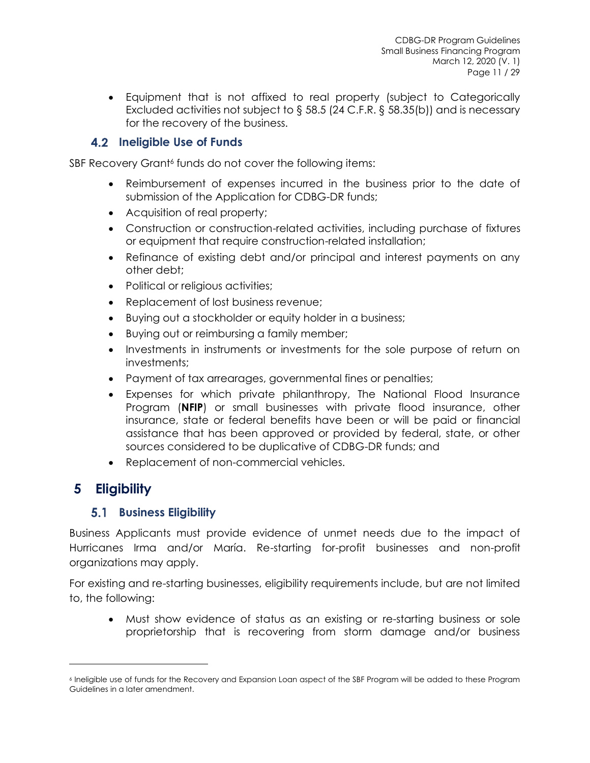- Equipment that is not affixed to real property (subject to Categorically Excluded activities not subject to § 58.5 (24 C.F.R. § 58.35(b)) and is necessary for the recovery of the business.

## 4.2 Ineligible Use of Funds

SBF Recovery Grant[6] funds do not cover the following items:

- Reimbursement of expenses incurred in the business prior to the date of submission of the Application for CDBG-DR funds;
- Acquisition of real property;
- Construction or construction-related activities, including purchase of fixtures or equipment that require construction-related installation;
- Refinance of existing debt and/or principal and interest payments on any other debt;
- Political or religious activities;
- Replacement of lost business revenue;
- Buying out a stockholder or equity holder in a business;
- Buying out or reimbursing a family member;
- Investments in instruments or investments for the sole purpose of return on investments;
- Payment of tax arrearages, governmental fines or penalties;
- Expenses for which private philanthropy, The National Flood Insurance Program (**NFIP**) or small businesses with private flood insurance, other insurance, state or federal benefits have been or will be paid or financial assistance that has been approved or provided by federal, state, or other sources considered to be duplicative of CDBG-DR funds; and
- Replacement of non-commercial vehicles.

# 5 Eligibility

## 5.1 Business Eligibility

Business Applicants must provide evidence of unmet needs due to the impact of Hurricanes Irma and/or María. Re-starting for-profit businesses and non-profit organizations may apply.

For existing and re-starting businesses, eligibility requirements include, but are not limited to, the following:

- Must show evidence of status as an existing or re-starting business or sole proprietorship that is recovering from storm damage and/or business

[6] Ineligible use of funds for the Recovery and Expansion Loan aspect of the SBF Program will be added to these Program Guidelines in a later amendment.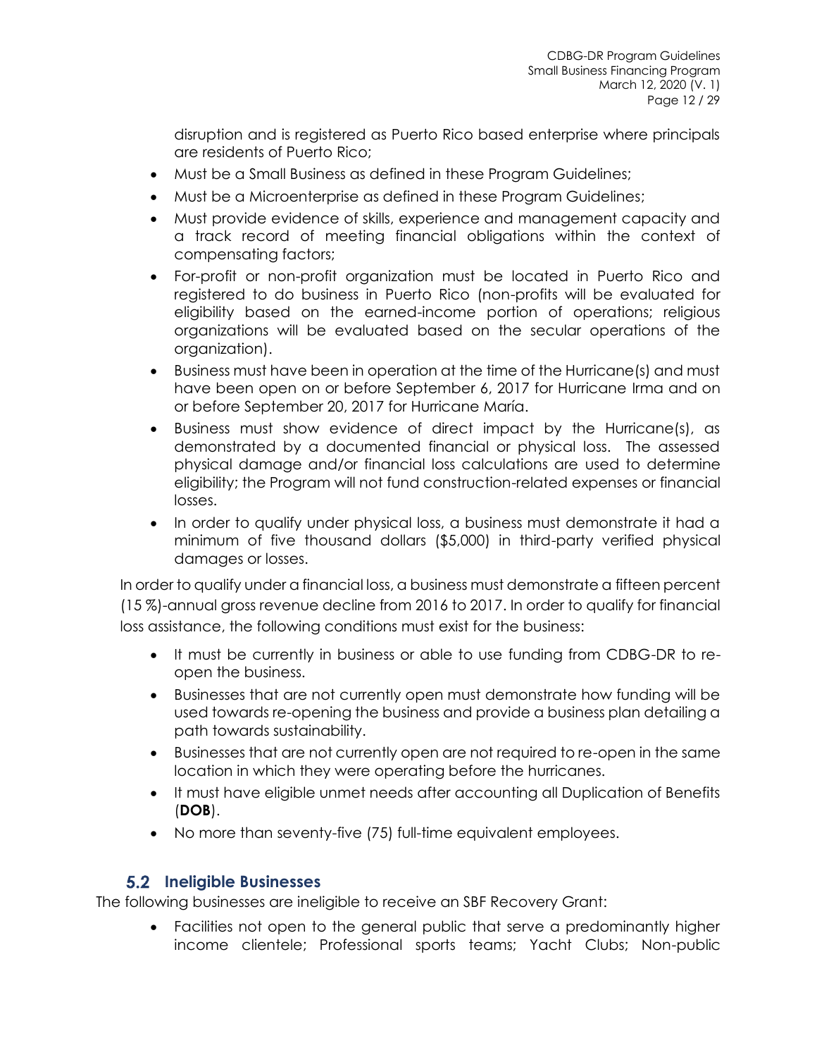disruption and is registered as Puerto Rico based enterprise where principals are residents of Puerto Rico;

- Must be a Small Business as defined in these Program Guidelines;
- Must be a Microenterprise as defined in these Program Guidelines;
- Must provide evidence of skills, experience and management capacity and a track record of meeting financial obligations within the context of compensating factors;
- For-profit or non-profit organization must be located in Puerto Rico and registered to do business in Puerto Rico (non-profits will be evaluated for eligibility based on the earned-income portion of operations; religious organizations will be evaluated based on the secular operations of the organization).
- Business must have been in operation at the time of the Hurricane(s) and must have been open on or before September 6, 2017 for Hurricane Irma and on or before September 20, 2017 for Hurricane María.
- Business must show evidence of direct impact by the Hurricane(s), as demonstrated by a documented financial or physical loss. The assessed physical damage and/or financial loss calculations are used to determine eligibility; the Program will not fund construction-related expenses or financial losses.
- In order to qualify under physical loss, a business must demonstrate it had a minimum of five thousand dollars ($5,000) in third-party verified physical damages or losses.

In order to qualify under a financial loss, a business must demonstrate a fifteen percent (15 %)-annual gross revenue decline from 2016 to 2017. In order to qualify for financial loss assistance, the following conditions must exist for the business:

- It must be currently in business or able to use funding from CDBG-DR to re-open the business.
- Businesses that are not currently open must demonstrate how funding will be used towards re-opening the business and provide a business plan detailing a path towards sustainability.
- Businesses that are not currently open are not required to re-open in the same location in which they were operating before the hurricanes.
- It must have eligible unmet needs after accounting all Duplication of Benefits (**DOB**).
- No more than seventy-five (75) full-time equivalent employees.

## 5.2 Ineligible Businesses

The following businesses are ineligible to receive an SBF Recovery Grant:

- Facilities not open to the general public that serve a predominantly higher income clientele; Professional sports teams; Yacht Clubs; Non-public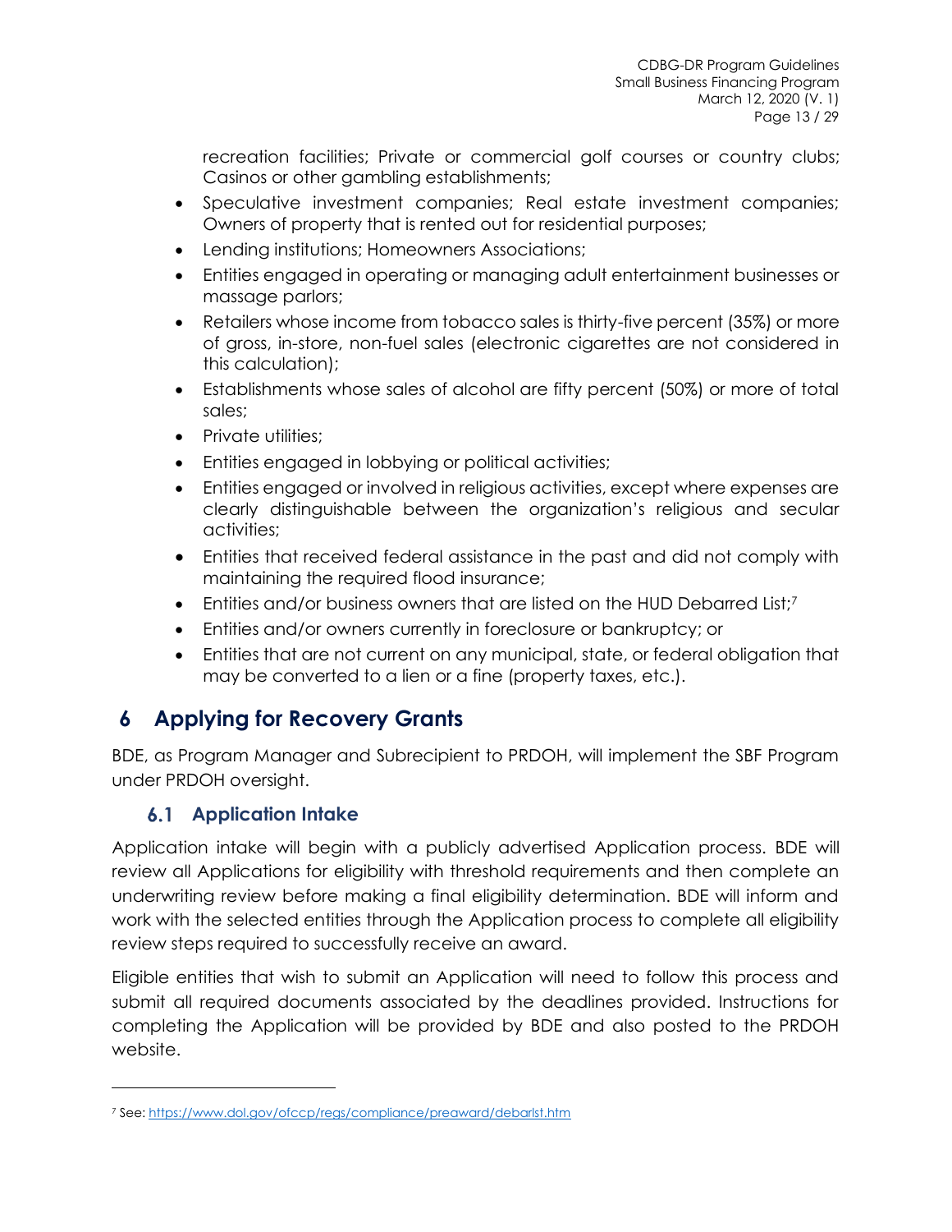recreation facilities; Private or commercial golf courses or country clubs; Casinos or other gambling establishments;

- Speculative investment companies; Real estate investment companies; Owners of property that is rented out for residential purposes;
- Lending institutions; Homeowners Associations;
- Entities engaged in operating or managing adult entertainment businesses or massage parlors;
- Retailers whose income from tobacco sales is thirty-five percent (35%) or more of gross, in-store, non-fuel sales (electronic cigarettes are not considered in this calculation);
- Establishments whose sales of alcohol are fifty percent (50%) or more of total sales;
- Private utilities;
- Entities engaged in lobbying or political activities;
- Entities engaged or involved in religious activities, except where expenses are clearly distinguishable between the organization's religious and secular activities;
- Entities that received federal assistance in the past and did not comply with maintaining the required flood insurance;
- Entities and/or business owners that are listed on the HUD Debarred List;[7]
- Entities and/or owners currently in foreclosure or bankruptcy; or
- Entities that are not current on any municipal, state, or federal obligation that may be converted to a lien or a fine (property taxes, etc.).

# 6 Applying for Recovery Grants

BDE, as Program Manager and Subrecipient to PRDOH, will implement the SBF Program under PRDOH oversight.

## 6.1 Application Intake

Application intake will begin with a publicly advertised Application process. BDE will review all Applications for eligibility with threshold requirements and then complete an underwriting review before making a final eligibility determination. BDE will inform and work with the selected entities through the Application process to complete all eligibility review steps required to successfully receive an award.

Eligible entities that wish to submit an Application will need to follow this process and submit all required documents associated by the deadlines provided. Instructions for completing the Application will be provided by BDE and also posted to the PRDOH website.

---

[7] See: https://www.dol.gov/ofccp/regs/compliance/preaward/debarlst.htm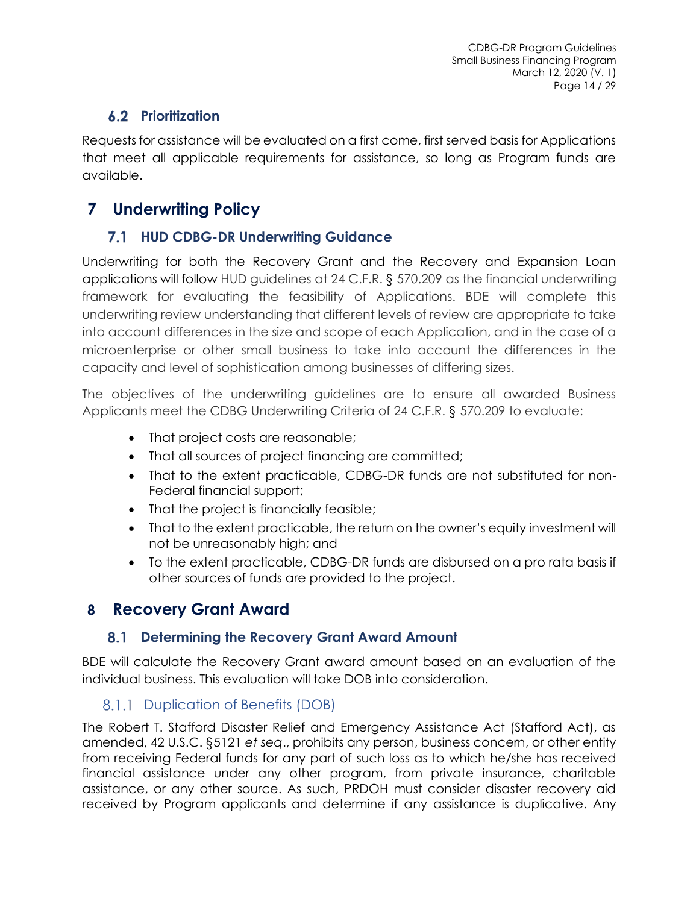### 6.2 Prioritization

Requests for assistance will be evaluated on a first come, first served basis for Applications that meet all applicable requirements for assistance, so long as Program funds are available.

# 7 Underwriting Policy

### 7.1 HUD CDBG-DR Underwriting Guidance

Underwriting for both the Recovery Grant and the Recovery and Expansion Loan applications will follow HUD guidelines at 24 C.F.R. § 570.209 as the financial underwriting framework for evaluating the feasibility of Applications. BDE will complete this underwriting review understanding that different levels of review are appropriate to take into account differences in the size and scope of each Application, and in the case of a microenterprise or other small business to take into account the differences in the capacity and level of sophistication among businesses of differing sizes.

The objectives of the underwriting guidelines are to ensure all awarded Business Applicants meet the CDBG Underwriting Criteria of 24 C.F.R. § 570.209 to evaluate:

- That project costs are reasonable;
- That all sources of project financing are committed;
- That to the extent practicable, CDBG-DR funds are not substituted for non-Federal financial support;
- That the project is financially feasible;
- That to the extent practicable, the return on the owner's equity investment will not be unreasonably high; and
- To the extent practicable, CDBG-DR funds are disbursed on a pro rata basis if other sources of funds are provided to the project.

# 8 Recovery Grant Award

### 8.1 Determining the Recovery Grant Award Amount

BDE will calculate the Recovery Grant award amount based on an evaluation of the individual business. This evaluation will take DOB into consideration.

#### 8.1.1 Duplication of Benefits (DOB)

The Robert T. Stafford Disaster Relief and Emergency Assistance Act (Stafford Act), as amended, 42 U.S.C. §5121 *et seq*., prohibits any person, business concern, or other entity from receiving Federal funds for any part of such loss as to which he/she has received financial assistance under any other program, from private insurance, charitable assistance, or any other source. As such, PRDOH must consider disaster recovery aid received by Program applicants and determine if any assistance is duplicative. Any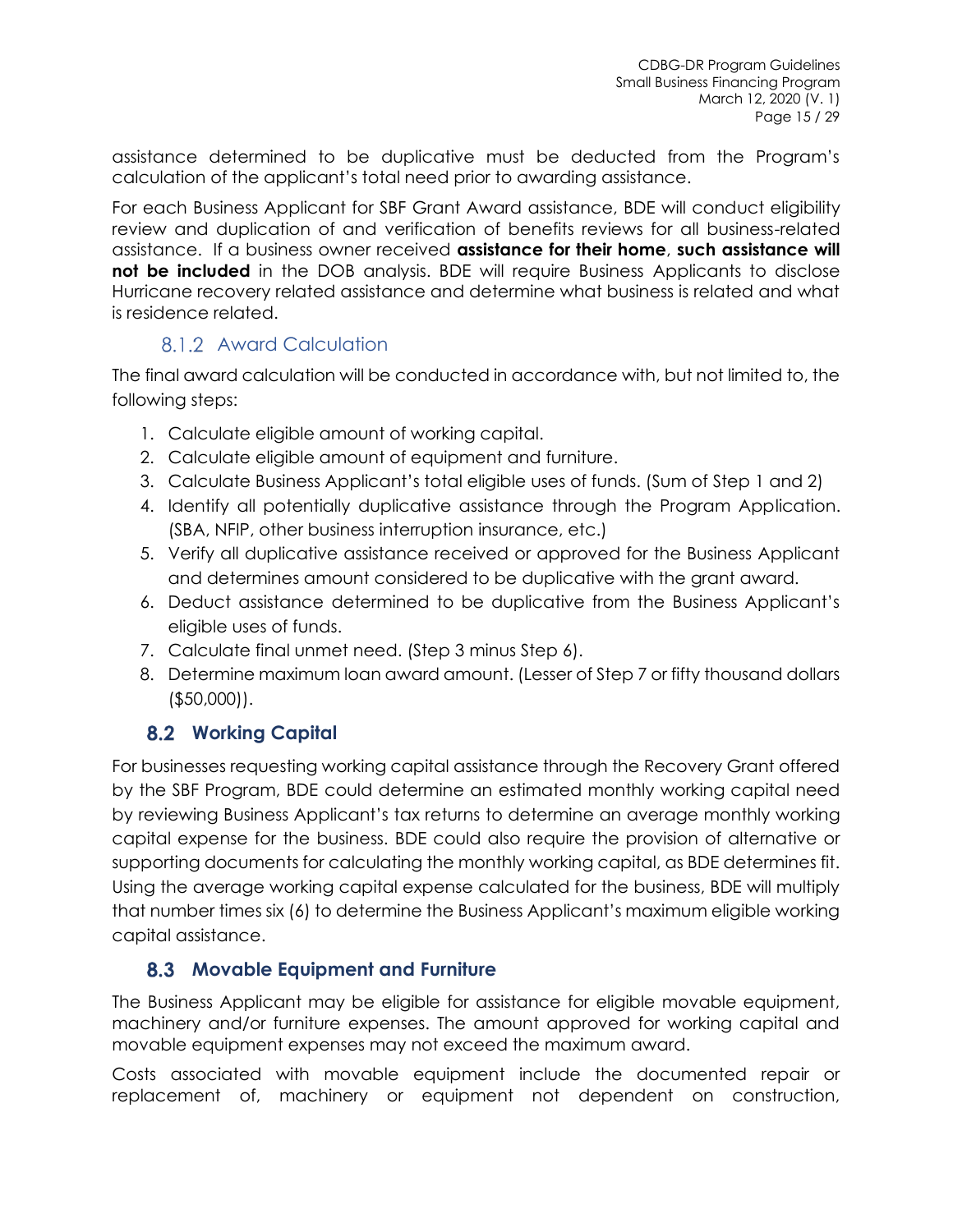assistance determined to be duplicative must be deducted from the Program's calculation of the applicant's total need prior to awarding assistance.

For each Business Applicant for SBF Grant Award assistance, BDE will conduct eligibility review and duplication of and verification of benefits reviews for all business-related assistance. If a business owner received **assistance for their home**, **such assistance will not be included** in the DOB analysis. BDE will require Business Applicants to disclose Hurricane recovery related assistance and determine what business is related and what is residence related.

### 8.1.2 Award Calculation

The final award calculation will be conducted in accordance with, but not limited to, the following steps:

1. Calculate eligible amount of working capital.
2. Calculate eligible amount of equipment and furniture.
3. Calculate Business Applicant's total eligible uses of funds. (Sum of Step 1 and 2)
4. Identify all potentially duplicative assistance through the Program Application. (SBA, NFIP, other business interruption insurance, etc.)
5. Verify all duplicative assistance received or approved for the Business Applicant and determines amount considered to be duplicative with the grant award.
6. Deduct assistance determined to be duplicative from the Business Applicant's eligible uses of funds.
7. Calculate final unmet need. (Step 3 minus Step 6).
8. Determine maximum loan award amount. (Lesser of Step 7 or fifty thousand dollars ($50,000)).

## 8.2 Working Capital

For businesses requesting working capital assistance through the Recovery Grant offered by the SBF Program, BDE could determine an estimated monthly working capital need by reviewing Business Applicant's tax returns to determine an average monthly working capital expense for the business. BDE could also require the provision of alternative or supporting documents for calculating the monthly working capital, as BDE determines fit. Using the average working capital expense calculated for the business, BDE will multiply that number times six (6) to determine the Business Applicant's maximum eligible working capital assistance.

## 8.3 Movable Equipment and Furniture

The Business Applicant may be eligible for assistance for eligible movable equipment, machinery and/or furniture expenses. The amount approved for working capital and movable equipment expenses may not exceed the maximum award.

Costs associated with movable equipment include the documented repair or replacement of, machinery or equipment not dependent on construction,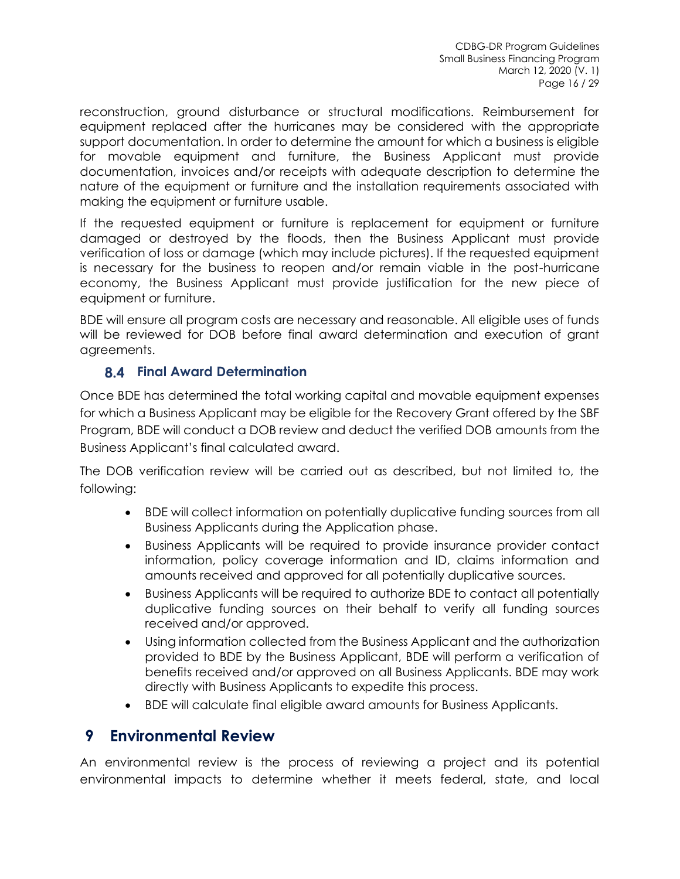reconstruction, ground disturbance or structural modifications. Reimbursement for equipment replaced after the hurricanes may be considered with the appropriate support documentation. In order to determine the amount for which a business is eligible for movable equipment and furniture, the Business Applicant must provide documentation, invoices and/or receipts with adequate description to determine the nature of the equipment or furniture and the installation requirements associated with making the equipment or furniture usable.

If the requested equipment or furniture is replacement for equipment or furniture damaged or destroyed by the floods, then the Business Applicant must provide verification of loss or damage (which may include pictures). If the requested equipment is necessary for the business to reopen and/or remain viable in the post-hurricane economy, the Business Applicant must provide justification for the new piece of equipment or furniture.

BDE will ensure all program costs are necessary and reasonable. All eligible uses of funds will be reviewed for DOB before final award determination and execution of grant agreements.

### 8.4 Final Award Determination

Once BDE has determined the total working capital and movable equipment expenses for which a Business Applicant may be eligible for the Recovery Grant offered by the SBF Program, BDE will conduct a DOB review and deduct the verified DOB amounts from the Business Applicant's final calculated award.

The DOB verification review will be carried out as described, but not limited to, the following:

- BDE will collect information on potentially duplicative funding sources from all Business Applicants during the Application phase.
- Business Applicants will be required to provide insurance provider contact information, policy coverage information and ID, claims information and amounts received and approved for all potentially duplicative sources.
- Business Applicants will be required to authorize BDE to contact all potentially duplicative funding sources on their behalf to verify all funding sources received and/or approved.
- Using information collected from the Business Applicant and the authorization provided to BDE by the Business Applicant, BDE will perform a verification of benefits received and/or approved on all Business Applicants. BDE may work directly with Business Applicants to expedite this process.
- BDE will calculate final eligible award amounts for Business Applicants.

## 9 Environmental Review

An environmental review is the process of reviewing a project and its potential environmental impacts to determine whether it meets federal, state, and local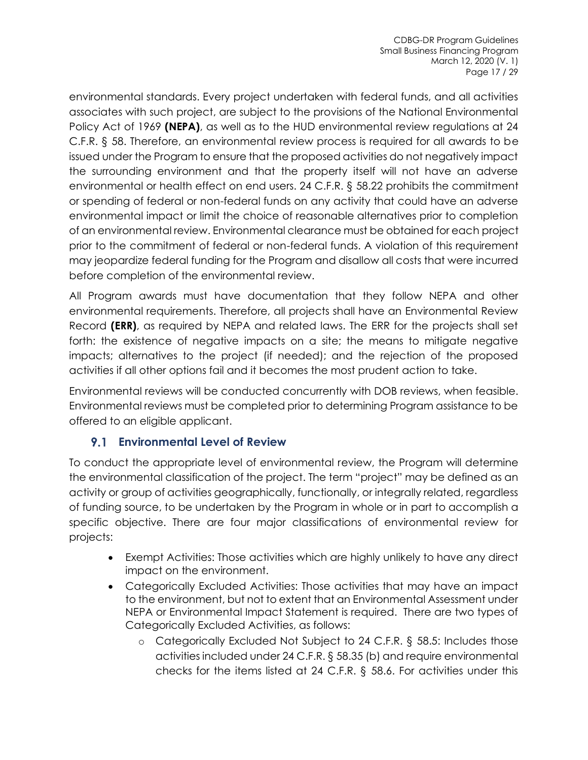environmental standards. Every project undertaken with federal funds, and all activities associates with such project, are subject to the provisions of the National Environmental Policy Act of 1969 **(NEPA)**, as well as to the HUD environmental review regulations at 24 C.F.R. § 58. Therefore, an environmental review process is required for all awards to be issued under the Program to ensure that the proposed activities do not negatively impact the surrounding environment and that the property itself will not have an adverse environmental or health effect on end users. 24 C.F.R. § 58.22 prohibits the commitment or spending of federal or non-federal funds on any activity that could have an adverse environmental impact or limit the choice of reasonable alternatives prior to completion of an environmental review. Environmental clearance must be obtained for each project prior to the commitment of federal or non-federal funds. A violation of this requirement may jeopardize federal funding for the Program and disallow all costs that were incurred before completion of the environmental review.

All Program awards must have documentation that they follow NEPA and other environmental requirements. Therefore, all projects shall have an Environmental Review Record **(ERR)**, as required by NEPA and related laws. The ERR for the projects shall set forth: the existence of negative impacts on a site; the means to mitigate negative impacts; alternatives to the project (if needed); and the rejection of the proposed activities if all other options fail and it becomes the most prudent action to take.

Environmental reviews will be conducted concurrently with DOB reviews, when feasible. Environmental reviews must be completed prior to determining Program assistance to be offered to an eligible applicant.

## 9.1 Environmental Level of Review

To conduct the appropriate level of environmental review, the Program will determine the environmental classification of the project. The term "project" may be defined as an activity or group of activities geographically, functionally, or integrally related, regardless of funding source, to be undertaken by the Program in whole or in part to accomplish a specific objective. There are four major classifications of environmental review for projects:

- Exempt Activities: Those activities which are highly unlikely to have any direct impact on the environment.
- Categorically Excluded Activities: Those activities that may have an impact to the environment, but not to extent that an Environmental Assessment under NEPA or Environmental Impact Statement is required. There are two types of Categorically Excluded Activities, as follows:
  - Categorically Excluded Not Subject to 24 C.F.R. § 58.5: Includes those activities included under 24 C.F.R. § 58.35 (b) and require environmental checks for the items listed at 24 C.F.R. § 58.6. For activities under this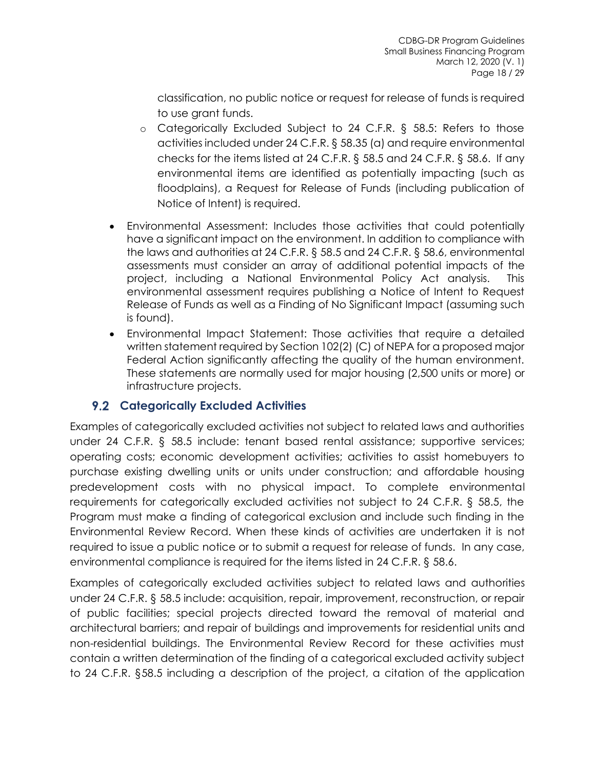classification, no public notice or request for release of funds is required to use grant funds.

  - Categorically Excluded Subject to 24 C.F.R. § 58.5: Refers to those activities included under 24 C.F.R. § 58.35 (a) and require environmental checks for the items listed at 24 C.F.R. § 58.5 and 24 C.F.R. § 58.6. If any environmental items are identified as potentially impacting (such as floodplains), a Request for Release of Funds (including publication of Notice of Intent) is required.

- Environmental Assessment: Includes those activities that could potentially have a significant impact on the environment. In addition to compliance with the laws and authorities at 24 C.F.R. § 58.5 and 24 C.F.R. § 58.6, environmental assessments must consider an array of additional potential impacts of the project, including a National Environmental Policy Act analysis. This environmental assessment requires publishing a Notice of Intent to Request Release of Funds as well as a Finding of No Significant Impact (assuming such is found).
- Environmental Impact Statement: Those activities that require a detailed written statement required by Section 102(2) (C) of NEPA for a proposed major Federal Action significantly affecting the quality of the human environment. These statements are normally used for major housing (2,500 units or more) or infrastructure projects.

## 9.2 Categorically Excluded Activities

Examples of categorically excluded activities not subject to related laws and authorities under 24 C.F.R. § 58.5 include: tenant based rental assistance; supportive services; operating costs; economic development activities; activities to assist homebuyers to purchase existing dwelling units or units under construction; and affordable housing predevelopment costs with no physical impact. To complete environmental requirements for categorically excluded activities not subject to 24 C.F.R. § 58.5, the Program must make a finding of categorical exclusion and include such finding in the Environmental Review Record. When these kinds of activities are undertaken it is not required to issue a public notice or to submit a request for release of funds. In any case, environmental compliance is required for the items listed in 24 C.F.R. § 58.6.

Examples of categorically excluded activities subject to related laws and authorities under 24 C.F.R. § 58.5 include: acquisition, repair, improvement, reconstruction, or repair of public facilities; special projects directed toward the removal of material and architectural barriers; and repair of buildings and improvements for residential units and non-residential buildings. The Environmental Review Record for these activities must contain a written determination of the finding of a categorical excluded activity subject to 24 C.F.R. §58.5 including a description of the project, a citation of the application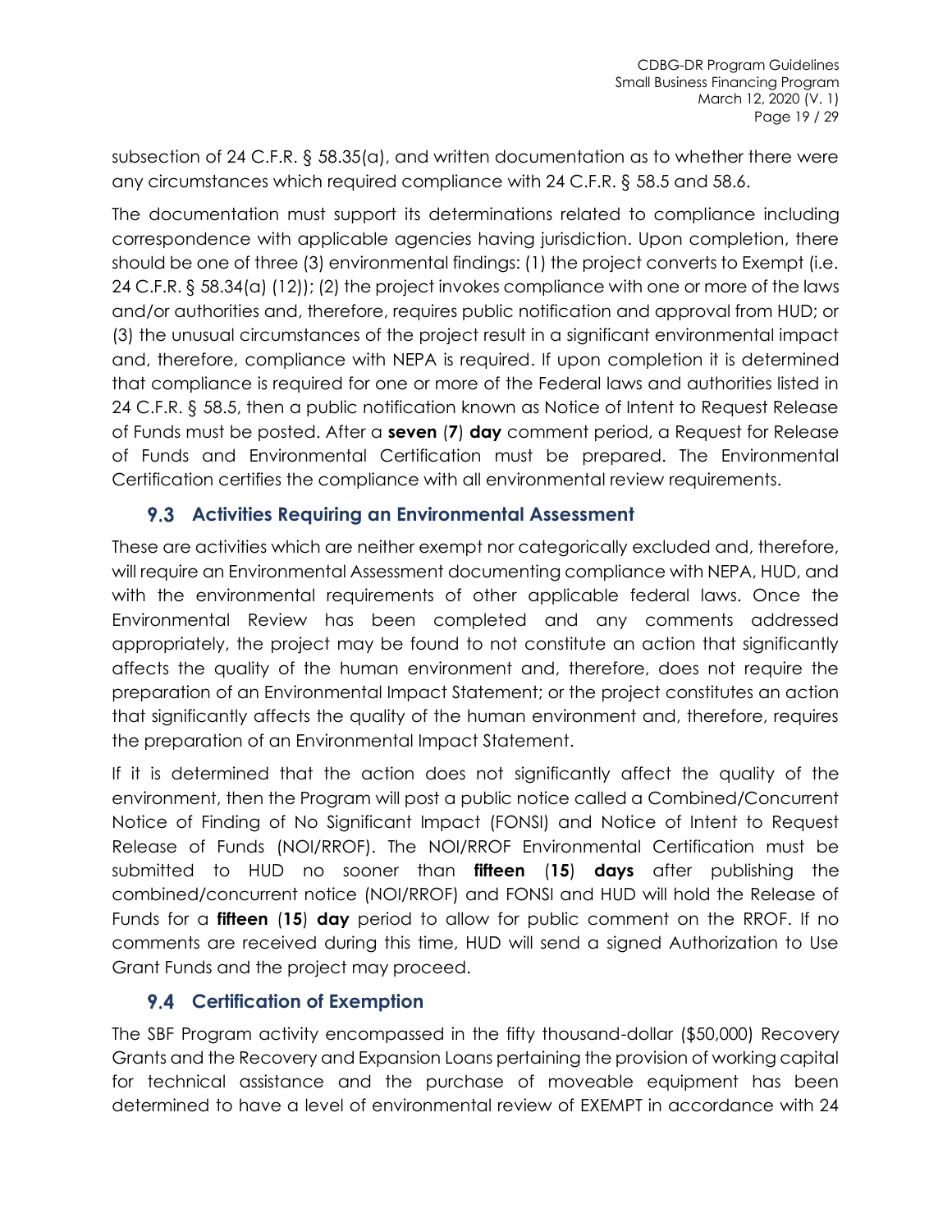subsection of 24 C.F.R. § 58.35(a), and written documentation as to whether there were any circumstances which required compliance with 24 C.F.R. § 58.5 and 58.6.

The documentation must support its determinations related to compliance including correspondence with applicable agencies having jurisdiction. Upon completion, there should be one of three (3) environmental findings: (1) the project converts to Exempt (i.e. 24 C.F.R. § 58.34(a) (12)); (2) the project invokes compliance with one or more of the laws and/or authorities and, therefore, requires public notification and approval from HUD; or (3) the unusual circumstances of the project result in a significant environmental impact and, therefore, compliance with NEPA is required. If upon completion it is determined that compliance is required for one or more of the Federal laws and authorities listed in 24 C.F.R. § 58.5, then a public notification known as Notice of Intent to Request Release of Funds must be posted. After a **seven** (**7**) **day** comment period, a Request for Release of Funds and Environmental Certification must be prepared. The Environmental Certification certifies the compliance with all environmental review requirements.

## 9.3 Activities Requiring an Environmental Assessment

These are activities which are neither exempt nor categorically excluded and, therefore, will require an Environmental Assessment documenting compliance with NEPA, HUD, and with the environmental requirements of other applicable federal laws. Once the Environmental Review has been completed and any comments addressed appropriately, the project may be found to not constitute an action that significantly affects the quality of the human environment and, therefore, does not require the preparation of an Environmental Impact Statement; or the project constitutes an action that significantly affects the quality of the human environment and, therefore, requires the preparation of an Environmental Impact Statement.

If it is determined that the action does not significantly affect the quality of the environment, then the Program will post a public notice called a Combined/Concurrent Notice of Finding of No Significant Impact (FONSI) and Notice of Intent to Request Release of Funds (NOI/RROF). The NOI/RROF Environmental Certification must be submitted to HUD no sooner than **fifteen** (**15**) **days** after publishing the combined/concurrent notice (NOI/RROF) and FONSI and HUD will hold the Release of Funds for a **fifteen** (**15**) **day** period to allow for public comment on the RROF. If no comments are received during this time, HUD will send a signed Authorization to Use Grant Funds and the project may proceed.

## 9.4 Certification of Exemption

The SBF Program activity encompassed in the fifty thousand-dollar ($50,000) Recovery Grants and the Recovery and Expansion Loans pertaining the provision of working capital for technical assistance and the purchase of moveable equipment has been determined to have a level of environmental review of EXEMPT in accordance with 24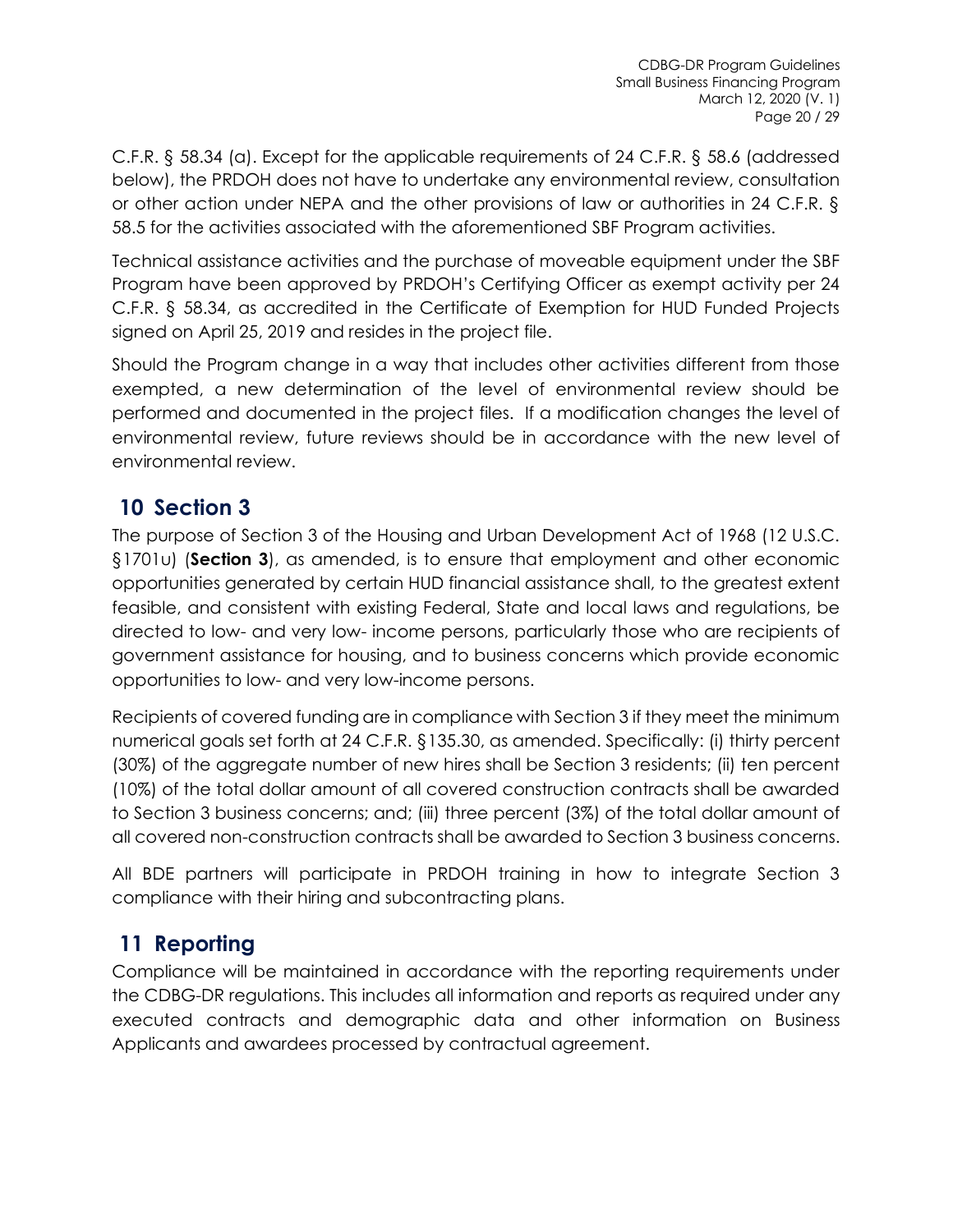C.F.R. § 58.34 (a). Except for the applicable requirements of 24 C.F.R. § 58.6 (addressed below), the PRDOH does not have to undertake any environmental review, consultation or other action under NEPA and the other provisions of law or authorities in 24 C.F.R. § 58.5 for the activities associated with the aforementioned SBF Program activities.

Technical assistance activities and the purchase of moveable equipment under the SBF Program have been approved by PRDOH's Certifying Officer as exempt activity per 24 C.F.R. § 58.34, as accredited in the Certificate of Exemption for HUD Funded Projects signed on April 25, 2019 and resides in the project file.

Should the Program change in a way that includes other activities different from those exempted, a new determination of the level of environmental review should be performed and documented in the project files. If a modification changes the level of environmental review, future reviews should be in accordance with the new level of environmental review.

# 10 Section 3

The purpose of Section 3 of the Housing and Urban Development Act of 1968 (12 U.S.C. §1701u) (**Section 3**), as amended, is to ensure that employment and other economic opportunities generated by certain HUD financial assistance shall, to the greatest extent feasible, and consistent with existing Federal, State and local laws and regulations, be directed to low- and very low- income persons, particularly those who are recipients of government assistance for housing, and to business concerns which provide economic opportunities to low- and very low-income persons.

Recipients of covered funding are in compliance with Section 3 if they meet the minimum numerical goals set forth at 24 C.F.R. §135.30, as amended. Specifically: (i) thirty percent (30%) of the aggregate number of new hires shall be Section 3 residents; (ii) ten percent (10%) of the total dollar amount of all covered construction contracts shall be awarded to Section 3 business concerns; and; (iii) three percent (3%) of the total dollar amount of all covered non-construction contracts shall be awarded to Section 3 business concerns.

All BDE partners will participate in PRDOH training in how to integrate Section 3 compliance with their hiring and subcontracting plans.

# 11 Reporting

Compliance will be maintained in accordance with the reporting requirements under the CDBG-DR regulations. This includes all information and reports as required under any executed contracts and demographic data and other information on Business Applicants and awardees processed by contractual agreement.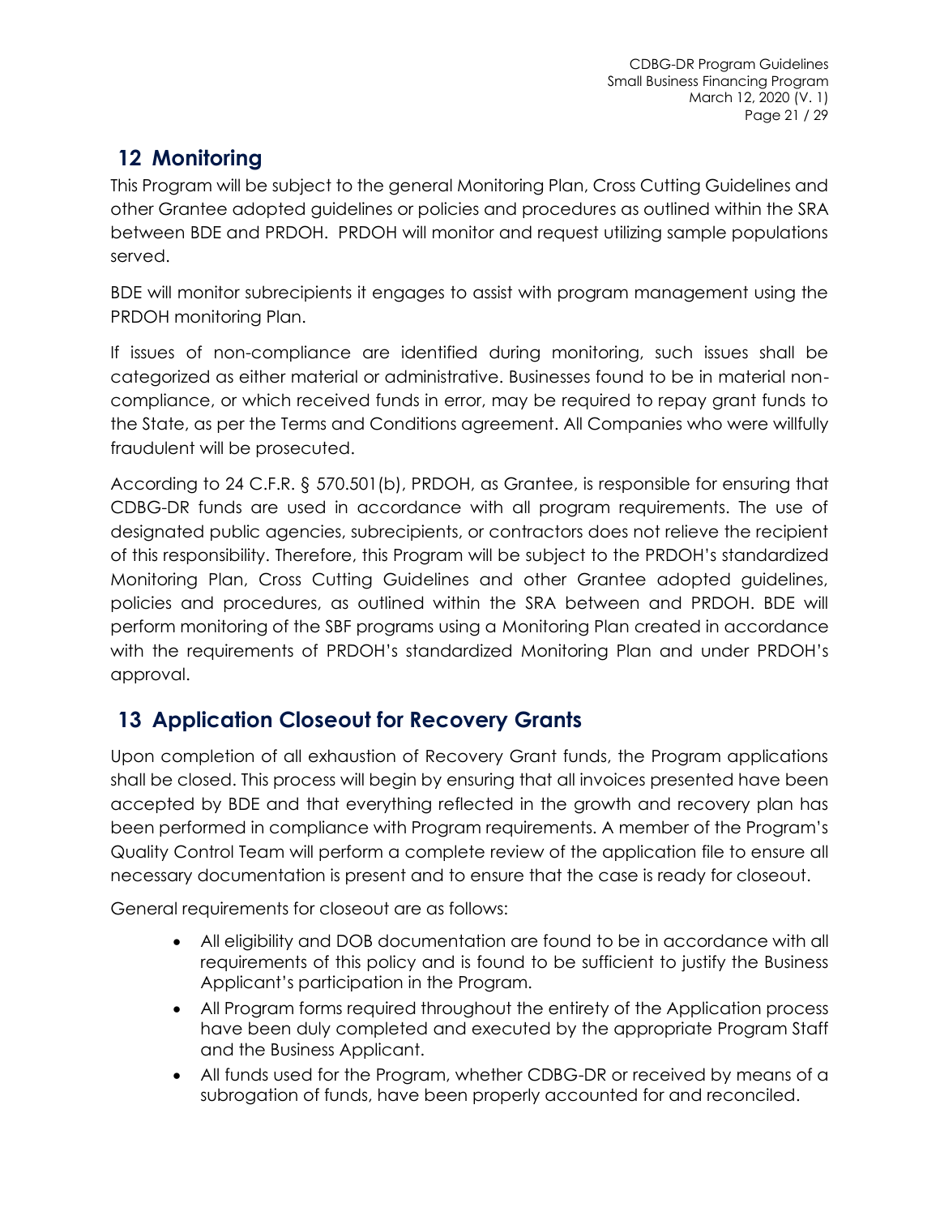## 12 Monitoring

This Program will be subject to the general Monitoring Plan, Cross Cutting Guidelines and other Grantee adopted guidelines or policies and procedures as outlined within the SRA between BDE and PRDOH. PRDOH will monitor and request utilizing sample populations served.

BDE will monitor subrecipients it engages to assist with program management using the PRDOH monitoring Plan.

If issues of non-compliance are identified during monitoring, such issues shall be categorized as either material or administrative. Businesses found to be in material non-compliance, or which received funds in error, may be required to repay grant funds to the State, as per the Terms and Conditions agreement. All Companies who were willfully fraudulent will be prosecuted.

According to 24 C.F.R. § 570.501(b), PRDOH, as Grantee, is responsible for ensuring that CDBG-DR funds are used in accordance with all program requirements. The use of designated public agencies, subrecipients, or contractors does not relieve the recipient of this responsibility. Therefore, this Program will be subject to the PRDOH's standardized Monitoring Plan, Cross Cutting Guidelines and other Grantee adopted guidelines, policies and procedures, as outlined within the SRA between and PRDOH. BDE will perform monitoring of the SBF programs using a Monitoring Plan created in accordance with the requirements of PRDOH's standardized Monitoring Plan and under PRDOH's approval.

## 13 Application Closeout for Recovery Grants

Upon completion of all exhaustion of Recovery Grant funds, the Program applications shall be closed. This process will begin by ensuring that all invoices presented have been accepted by BDE and that everything reflected in the growth and recovery plan has been performed in compliance with Program requirements. A member of the Program's Quality Control Team will perform a complete review of the application file to ensure all necessary documentation is present and to ensure that the case is ready for closeout.

General requirements for closeout are as follows:

- All eligibility and DOB documentation are found to be in accordance with all requirements of this policy and is found to be sufficient to justify the Business Applicant's participation in the Program.
- All Program forms required throughout the entirety of the Application process have been duly completed and executed by the appropriate Program Staff and the Business Applicant.
- All funds used for the Program, whether CDBG-DR or received by means of a subrogation of funds, have been properly accounted for and reconciled.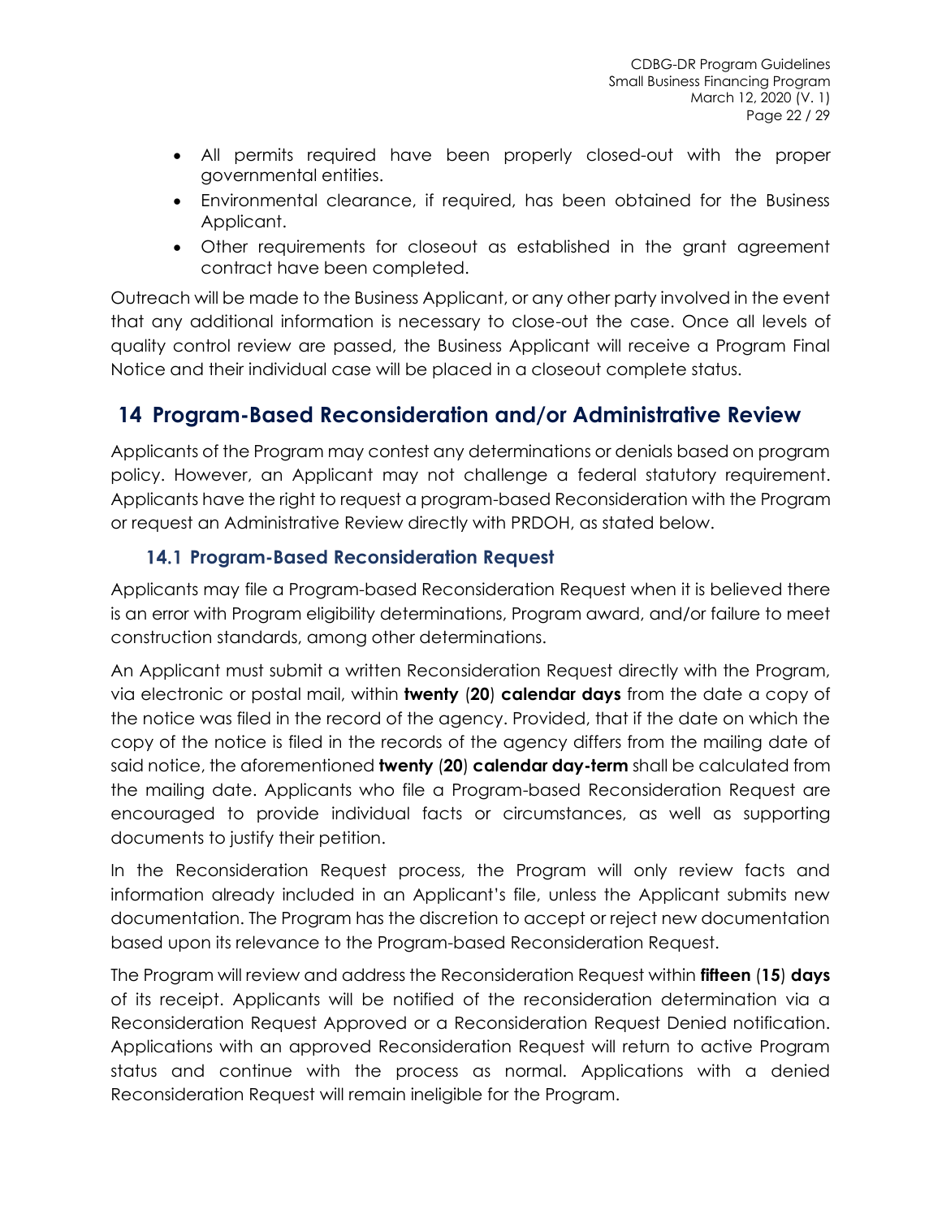- All permits required have been properly closed-out with the proper governmental entities.
- Environmental clearance, if required, has been obtained for the Business Applicant.
- Other requirements for closeout as established in the grant agreement contract have been completed.

Outreach will be made to the Business Applicant, or any other party involved in the event that any additional information is necessary to close-out the case. Once all levels of quality control review are passed, the Business Applicant will receive a Program Final Notice and their individual case will be placed in a closeout complete status.

# 14 Program-Based Reconsideration and/or Administrative Review

Applicants of the Program may contest any determinations or denials based on program policy. However, an Applicant may not challenge a federal statutory requirement. Applicants have the right to request a program-based Reconsideration with the Program or request an Administrative Review directly with PRDOH, as stated below.

## 14.1 Program-Based Reconsideration Request

Applicants may file a Program-based Reconsideration Request when it is believed there is an error with Program eligibility determinations, Program award, and/or failure to meet construction standards, among other determinations.

An Applicant must submit a written Reconsideration Request directly with the Program, via electronic or postal mail, within **twenty** (**20**) **calendar days** from the date a copy of the notice was filed in the record of the agency. Provided, that if the date on which the copy of the notice is filed in the records of the agency differs from the mailing date of said notice, the aforementioned **twenty** (**20**) **calendar day-term** shall be calculated from the mailing date. Applicants who file a Program-based Reconsideration Request are encouraged to provide individual facts or circumstances, as well as supporting documents to justify their petition.

In the Reconsideration Request process, the Program will only review facts and information already included in an Applicant's file, unless the Applicant submits new documentation. The Program has the discretion to accept or reject new documentation based upon its relevance to the Program-based Reconsideration Request.

The Program will review and address the Reconsideration Request within **fifteen** (**15**) **days** of its receipt. Applicants will be notified of the reconsideration determination via a Reconsideration Request Approved or a Reconsideration Request Denied notification. Applications with an approved Reconsideration Request will return to active Program status and continue with the process as normal. Applications with a denied Reconsideration Request will remain ineligible for the Program.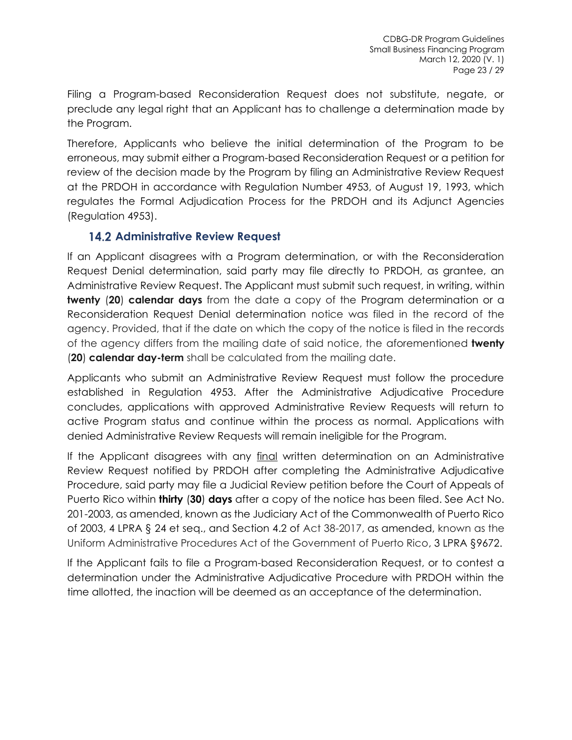Filing a Program-based Reconsideration Request does not substitute, negate, or preclude any legal right that an Applicant has to challenge a determination made by the Program.

Therefore, Applicants who believe the initial determination of the Program to be erroneous, may submit either a Program-based Reconsideration Request or a petition for review of the decision made by the Program by filing an Administrative Review Request at the PRDOH in accordance with Regulation Number 4953, of August 19, 1993, which regulates the Formal Adjudication Process for the PRDOH and its Adjunct Agencies (Regulation 4953).

### 14.2 Administrative Review Request

If an Applicant disagrees with a Program determination, or with the Reconsideration Request Denial determination, said party may file directly to PRDOH, as grantee, an Administrative Review Request. The Applicant must submit such request, in writing, within **twenty** (**20**) **calendar days** from the date a copy of the Program determination or a Reconsideration Request Denial determination notice was filed in the record of the agency. Provided, that if the date on which the copy of the notice is filed in the records of the agency differs from the mailing date of said notice, the aforementioned **twenty** (**20**) **calendar day-term** shall be calculated from the mailing date.

Applicants who submit an Administrative Review Request must follow the procedure established in Regulation 4953. After the Administrative Adjudicative Procedure concludes, applications with approved Administrative Review Requests will return to active Program status and continue within the process as normal. Applications with denied Administrative Review Requests will remain ineligible for the Program.

If the Applicant disagrees with any <u>final</u> written determination on an Administrative Review Request notified by PRDOH after completing the Administrative Adjudicative Procedure, said party may file a Judicial Review petition before the Court of Appeals of Puerto Rico within **thirty** (**30**) **days** after a copy of the notice has been filed. See Act No. 201-2003, as amended, known as the Judiciary Act of the Commonwealth of Puerto Rico of 2003, 4 LPRA § 24 et seq., and Section 4.2 of Act 38-2017, as amended, known as the Uniform Administrative Procedures Act of the Government of Puerto Rico, 3 LPRA §9672.

If the Applicant fails to file a Program-based Reconsideration Request, or to contest a determination under the Administrative Adjudicative Procedure with PRDOH within the time allotted, the inaction will be deemed as an acceptance of the determination.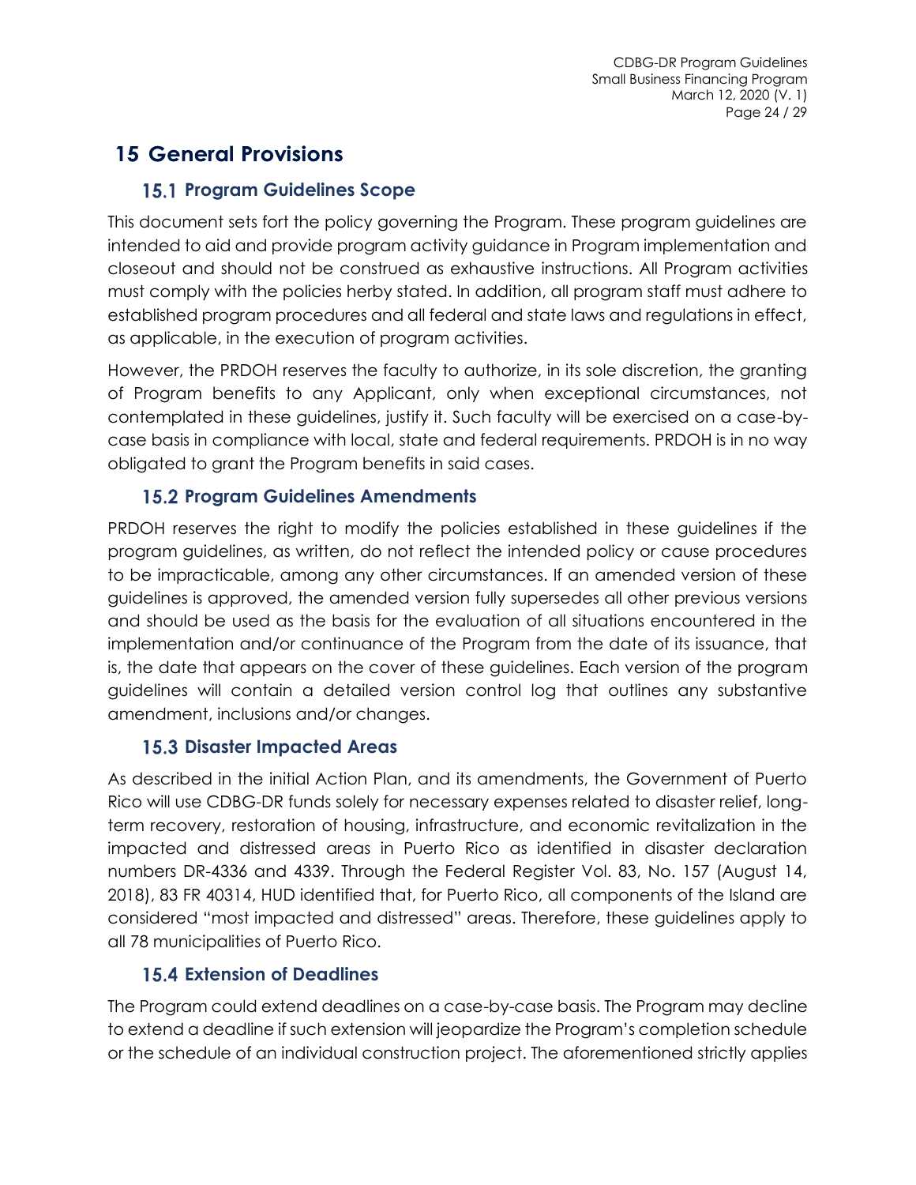# 15 General Provisions

## 15.1 Program Guidelines Scope

This document sets fort the policy governing the Program. These program guidelines are intended to aid and provide program activity guidance in Program implementation and closeout and should not be construed as exhaustive instructions. All Program activities must comply with the policies herby stated. In addition, all program staff must adhere to established program procedures and all federal and state laws and regulations in effect, as applicable, in the execution of program activities.

However, the PRDOH reserves the faculty to authorize, in its sole discretion, the granting of Program benefits to any Applicant, only when exceptional circumstances, not contemplated in these guidelines, justify it. Such faculty will be exercised on a case-by-case basis in compliance with local, state and federal requirements. PRDOH is in no way obligated to grant the Program benefits in said cases.

## 15.2 Program Guidelines Amendments

PRDOH reserves the right to modify the policies established in these guidelines if the program guidelines, as written, do not reflect the intended policy or cause procedures to be impracticable, among any other circumstances. If an amended version of these guidelines is approved, the amended version fully supersedes all other previous versions and should be used as the basis for the evaluation of all situations encountered in the implementation and/or continuance of the Program from the date of its issuance, that is, the date that appears on the cover of these guidelines. Each version of the program guidelines will contain a detailed version control log that outlines any substantive amendment, inclusions and/or changes.

## 15.3 Disaster Impacted Areas

As described in the initial Action Plan, and its amendments, the Government of Puerto Rico will use CDBG-DR funds solely for necessary expenses related to disaster relief, long-term recovery, restoration of housing, infrastructure, and economic revitalization in the impacted and distressed areas in Puerto Rico as identified in disaster declaration numbers DR-4336 and 4339. Through the Federal Register Vol. 83, No. 157 (August 14, 2018), 83 FR 40314, HUD identified that, for Puerto Rico, all components of the Island are considered "most impacted and distressed" areas. Therefore, these guidelines apply to all 78 municipalities of Puerto Rico.

## 15.4 Extension of Deadlines

The Program could extend deadlines on a case-by-case basis. The Program may decline to extend a deadline if such extension will jeopardize the Program's completion schedule or the schedule of an individual construction project. The aforementioned strictly applies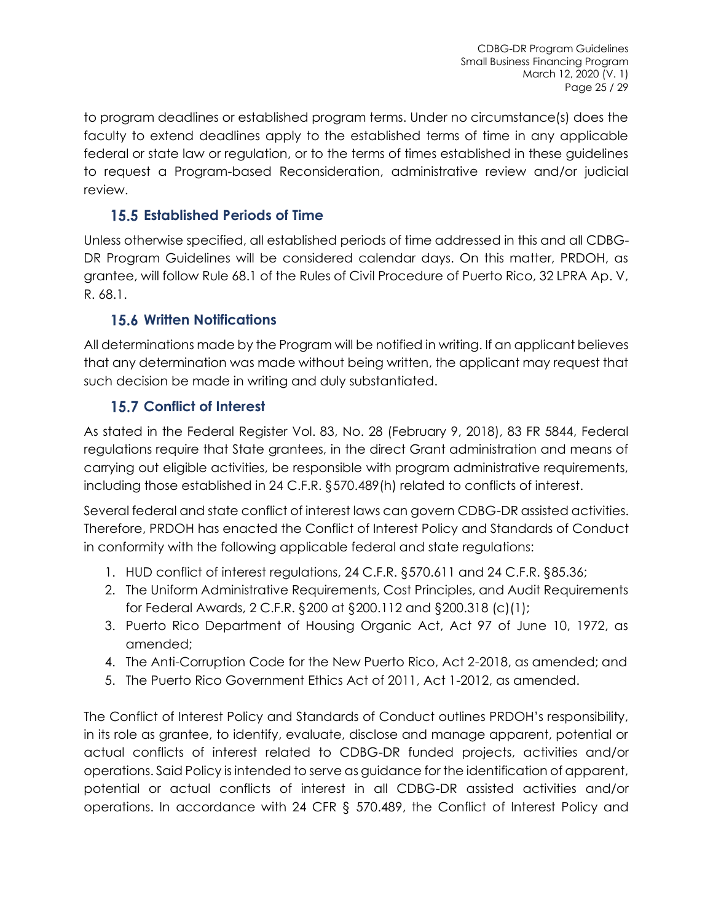to program deadlines or established program terms. Under no circumstance(s) does the faculty to extend deadlines apply to the established terms of time in any applicable federal or state law or regulation, or to the terms of times established in these guidelines to request a Program-based Reconsideration, administrative review and/or judicial review.

## 15.5 Established Periods of Time

Unless otherwise specified, all established periods of time addressed in this and all CDBG-DR Program Guidelines will be considered calendar days. On this matter, PRDOH, as grantee, will follow Rule 68.1 of the Rules of Civil Procedure of Puerto Rico, 32 LPRA Ap. V, R. 68.1.

## 15.6 Written Notifications

All determinations made by the Program will be notified in writing. If an applicant believes that any determination was made without being written, the applicant may request that such decision be made in writing and duly substantiated.

## 15.7 Conflict of Interest

As stated in the Federal Register Vol. 83, No. 28 (February 9, 2018), 83 FR 5844, Federal regulations require that State grantees, in the direct Grant administration and means of carrying out eligible activities, be responsible with program administrative requirements, including those established in 24 C.F.R. §570.489(h) related to conflicts of interest.

Several federal and state conflict of interest laws can govern CDBG-DR assisted activities. Therefore, PRDOH has enacted the Conflict of Interest Policy and Standards of Conduct in conformity with the following applicable federal and state regulations:

1. HUD conflict of interest regulations, 24 C.F.R. §570.611 and 24 C.F.R. §85.36;
2. The Uniform Administrative Requirements, Cost Principles, and Audit Requirements for Federal Awards, 2 C.F.R. §200 at §200.112 and §200.318 (c)(1);
3. Puerto Rico Department of Housing Organic Act, Act 97 of June 10, 1972, as amended;
4. The Anti-Corruption Code for the New Puerto Rico, Act 2-2018, as amended; and
5. The Puerto Rico Government Ethics Act of 2011, Act 1-2012, as amended.

The Conflict of Interest Policy and Standards of Conduct outlines PRDOH's responsibility, in its role as grantee, to identify, evaluate, disclose and manage apparent, potential or actual conflicts of interest related to CDBG-DR funded projects, activities and/or operations. Said Policy is intended to serve as guidance for the identification of apparent, potential or actual conflicts of interest in all CDBG-DR assisted activities and/or operations. In accordance with 24 CFR § 570.489, the Conflict of Interest Policy and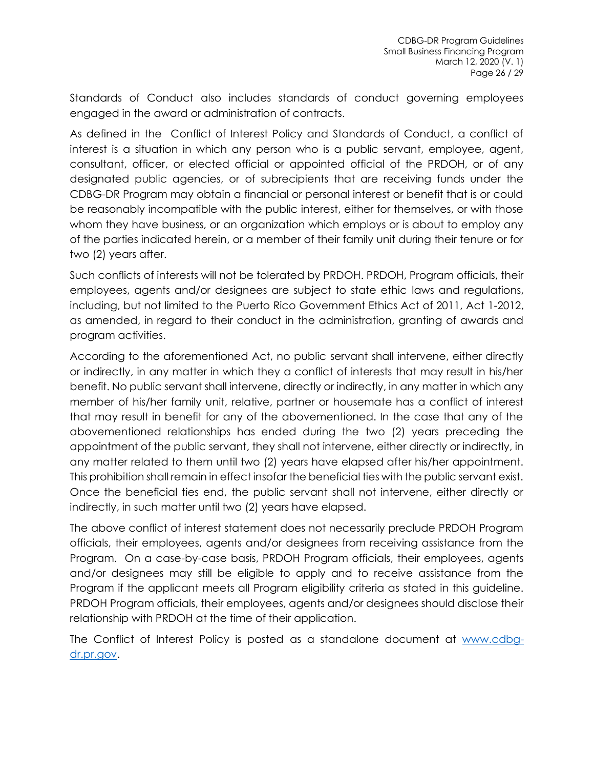Standards of Conduct also includes standards of conduct governing employees engaged in the award or administration of contracts.

As defined in the Conflict of Interest Policy and Standards of Conduct, a conflict of interest is a situation in which any person who is a public servant, employee, agent, consultant, officer, or elected official or appointed official of the PRDOH, or of any designated public agencies, or of subrecipients that are receiving funds under the CDBG-DR Program may obtain a financial or personal interest or benefit that is or could be reasonably incompatible with the public interest, either for themselves, or with those whom they have business, or an organization which employs or is about to employ any of the parties indicated herein, or a member of their family unit during their tenure or for two (2) years after.

Such conflicts of interests will not be tolerated by PRDOH. PRDOH, Program officials, their employees, agents and/or designees are subject to state ethic laws and regulations, including, but not limited to the Puerto Rico Government Ethics Act of 2011, Act 1-2012, as amended, in regard to their conduct in the administration, granting of awards and program activities.

According to the aforementioned Act, no public servant shall intervene, either directly or indirectly, in any matter in which they a conflict of interests that may result in his/her benefit. No public servant shall intervene, directly or indirectly, in any matter in which any member of his/her family unit, relative, partner or housemate has a conflict of interest that may result in benefit for any of the abovementioned. In the case that any of the abovementioned relationships has ended during the two (2) years preceding the appointment of the public servant, they shall not intervene, either directly or indirectly, in any matter related to them until two (2) years have elapsed after his/her appointment. This prohibition shall remain in effect insofar the beneficial ties with the public servant exist. Once the beneficial ties end, the public servant shall not intervene, either directly or indirectly, in such matter until two (2) years have elapsed.

The above conflict of interest statement does not necessarily preclude PRDOH Program officials, their employees, agents and/or designees from receiving assistance from the Program. On a case-by-case basis, PRDOH Program officials, their employees, agents and/or designees may still be eligible to apply and to receive assistance from the Program if the applicant meets all Program eligibility criteria as stated in this guideline. PRDOH Program officials, their employees, agents and/or designees should disclose their relationship with PRDOH at the time of their application.

The Conflict of Interest Policy is posted as a standalone document at [www.cdbg-dr.pr.gov](http://www.cdbg-dr.pr.gov).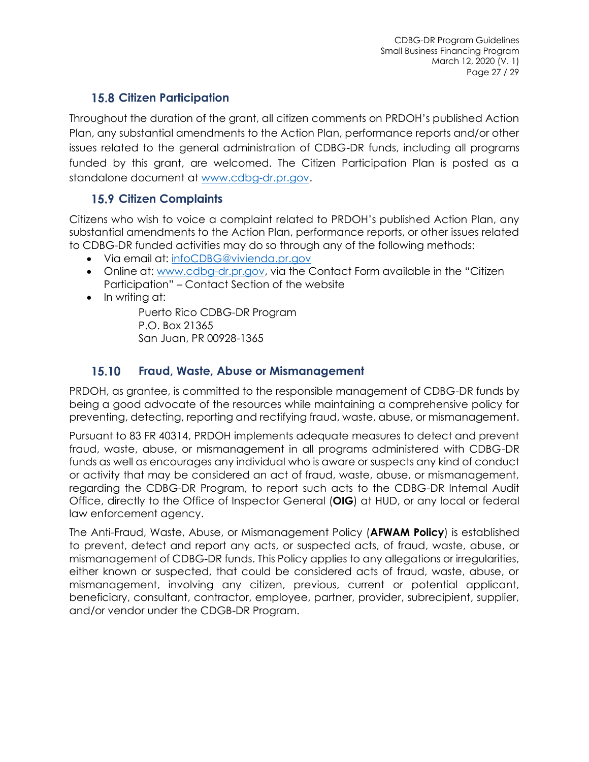## 15.8 Citizen Participation

Throughout the duration of the grant, all citizen comments on PRDOH's published Action Plan, any substantial amendments to the Action Plan, performance reports and/or other issues related to the general administration of CDBG-DR funds, including all programs funded by this grant, are welcomed. The Citizen Participation Plan is posted as a standalone document at [www.cdbg-dr.pr.gov](www.cdbg-dr.pr.gov).

## 15.9 Citizen Complaints

Citizens who wish to voice a complaint related to PRDOH's published Action Plan, any substantial amendments to the Action Plan, performance reports, or other issues related to CDBG-DR funded activities may do so through any of the following methods:

- Via email at: [infoCDBG@vivienda.pr.gov](mailto:infoCDBG@vivienda.pr.gov)
- Online at: [www.cdbg-dr.pr.gov](www.cdbg-dr.pr.gov), via the Contact Form available in the "Citizen Participation" – Contact Section of the website
- In writing at:

  Puerto Rico CDBG-DR Program
  P.O. Box 21365
  San Juan, PR 00928-1365

## 15.10 Fraud, Waste, Abuse or Mismanagement

PRDOH, as grantee, is committed to the responsible management of CDBG-DR funds by being a good advocate of the resources while maintaining a comprehensive policy for preventing, detecting, reporting and rectifying fraud, waste, abuse, or mismanagement.

Pursuant to 83 FR 40314, PRDOH implements adequate measures to detect and prevent fraud, waste, abuse, or mismanagement in all programs administered with CDBG-DR funds as well as encourages any individual who is aware or suspects any kind of conduct or activity that may be considered an act of fraud, waste, abuse, or mismanagement, regarding the CDBG-DR Program, to report such acts to the CDBG-DR Internal Audit Office, directly to the Office of Inspector General (**OIG**) at HUD, or any local or federal law enforcement agency.

The Anti-Fraud, Waste, Abuse, or Mismanagement Policy (**AFWAM Policy**) is established to prevent, detect and report any acts, or suspected acts, of fraud, waste, abuse, or mismanagement of CDBG-DR funds. This Policy applies to any allegations or irregularities, either known or suspected, that could be considered acts of fraud, waste, abuse, or mismanagement, involving any citizen, previous, current or potential applicant, beneficiary, consultant, contractor, employee, partner, provider, subrecipient, supplier, and/or vendor under the CDGB-DR Program.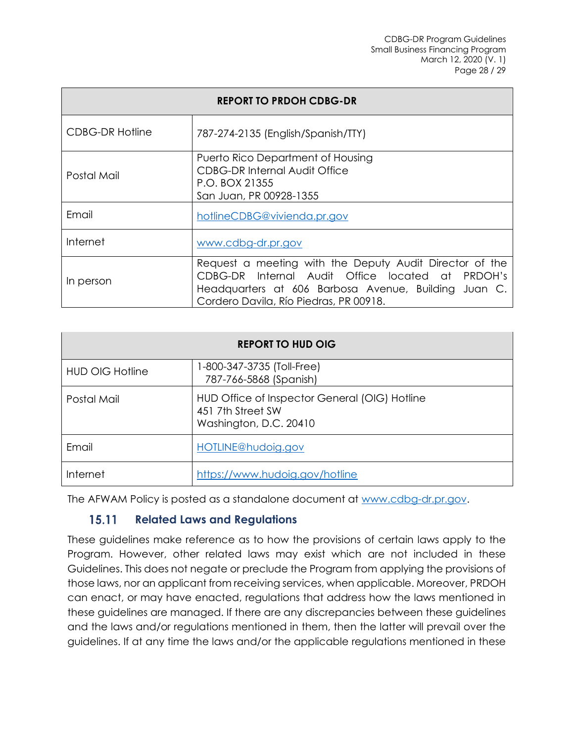| REPORT TO PRDOH CDBG-DR | |
|---|---|
| CDBG-DR Hotline | 787-274-2135 (English/Spanish/TTY) |
| Postal Mail | Puerto Rico Department of Housing<br>CDBG-DR Internal Audit Office<br>P.O. BOX 21355<br>San Juan, PR 00928-1355 |
| Email | hotlineCDBG@vivienda.pr.gov |
| Internet | www.cdbg-dr.pr.gov |
| In person | Request a meeting with the Deputy Audit Director of the CDBG-DR Internal Audit Office located at PRDOH's Headquarters at 606 Barbosa Avenue, Building Juan C. Cordero Davila, Río Piedras, PR 00918. |

| REPORT TO HUD OIG | |
|---|---|
| HUD OIG Hotline | 1-800-347-3735 (Toll-Free)<br>787-766-5868 (Spanish) |
| Postal Mail | HUD Office of Inspector General (OIG) Hotline<br>451 7th Street SW<br>Washington, D.C. 20410 |
| Email | HOTLINE@hudoig.gov |
| Internet | https://www.hudoig.gov/hotline |

The AFWAM Policy is posted as a standalone document at www.cdbg-dr.pr.gov.

### 15.11 Related Laws and Regulations

These guidelines make reference as to how the provisions of certain laws apply to the Program. However, other related laws may exist which are not included in these Guidelines. This does not negate or preclude the Program from applying the provisions of those laws, nor an applicant from receiving services, when applicable. Moreover, PRDOH can enact, or may have enacted, regulations that address how the laws mentioned in these guidelines are managed. If there are any discrepancies between these guidelines and the laws and/or regulations mentioned in them, then the latter will prevail over the guidelines. If at any time the laws and/or the applicable regulations mentioned in these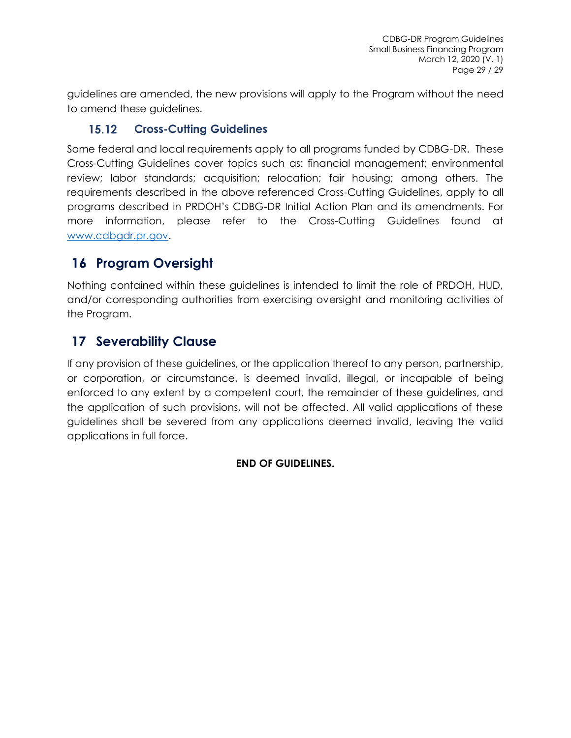guidelines are amended, the new provisions will apply to the Program without the need to amend these guidelines.

### 15.12 Cross-Cutting Guidelines

Some federal and local requirements apply to all programs funded by CDBG-DR. These Cross-Cutting Guidelines cover topics such as: financial management; environmental review; labor standards; acquisition; relocation; fair housing; among others. The requirements described in the above referenced Cross-Cutting Guidelines, apply to all programs described in PRDOH's CDBG-DR Initial Action Plan and its amendments. For more information, please refer to the Cross-Cutting Guidelines found at [www.cdbgdr.pr.gov](www.cdbgdr.pr.gov).

## 16 Program Oversight

Nothing contained within these guidelines is intended to limit the role of PRDOH, HUD, and/or corresponding authorities from exercising oversight and monitoring activities of the Program.

## 17 Severability Clause

If any provision of these guidelines, or the application thereof to any person, partnership, or corporation, or circumstance, is deemed invalid, illegal, or incapable of being enforced to any extent by a competent court, the remainder of these guidelines, and the application of such provisions, will not be affected. All valid applications of these guidelines shall be severed from any applications deemed invalid, leaving the valid applications in full force.

**END OF GUIDELINES.**